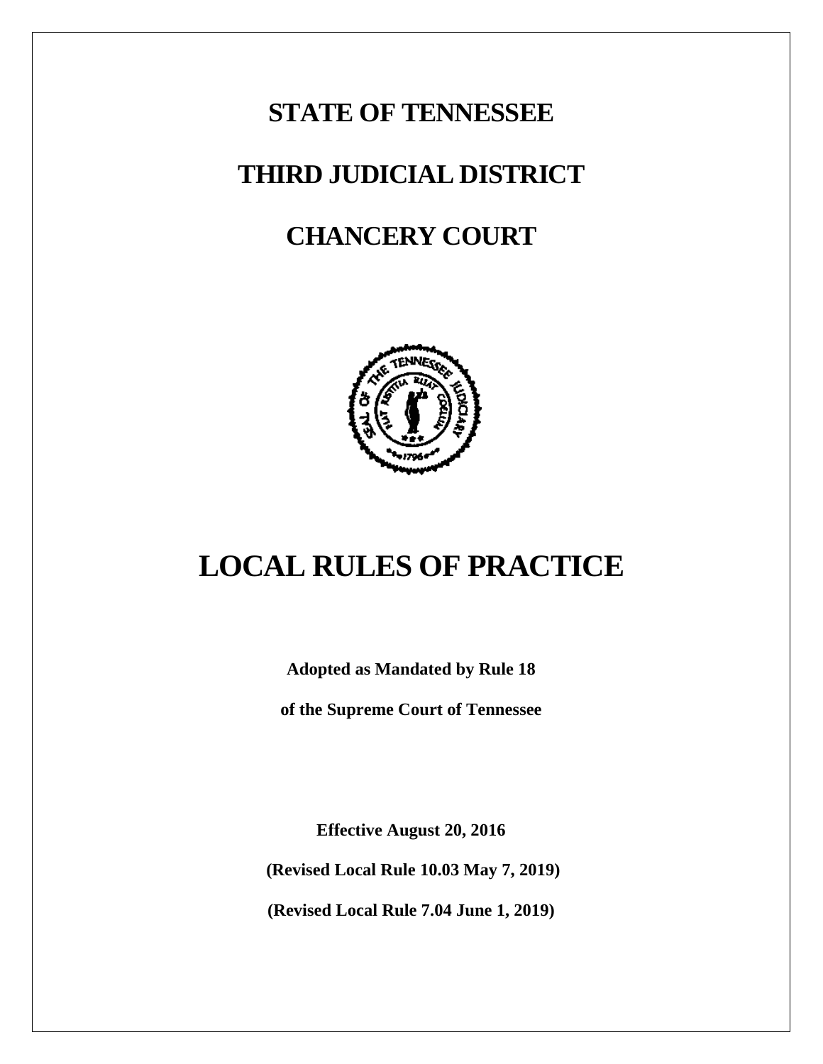# STATE OF TENNESSEE

# THIRD JUDICIAL DISTRICT

# CHANCERY COURT

# LOCAL RULES OF PRACTICE

**Adopted as Mandated by Rule 18**

**of the Supreme Court of Tennessee**

**Effective August 20, 2016**

**(Revised Local Rule 10.03 May 7, 2019)**

**(Revised Local Rule 7.04 June 1, 2019)**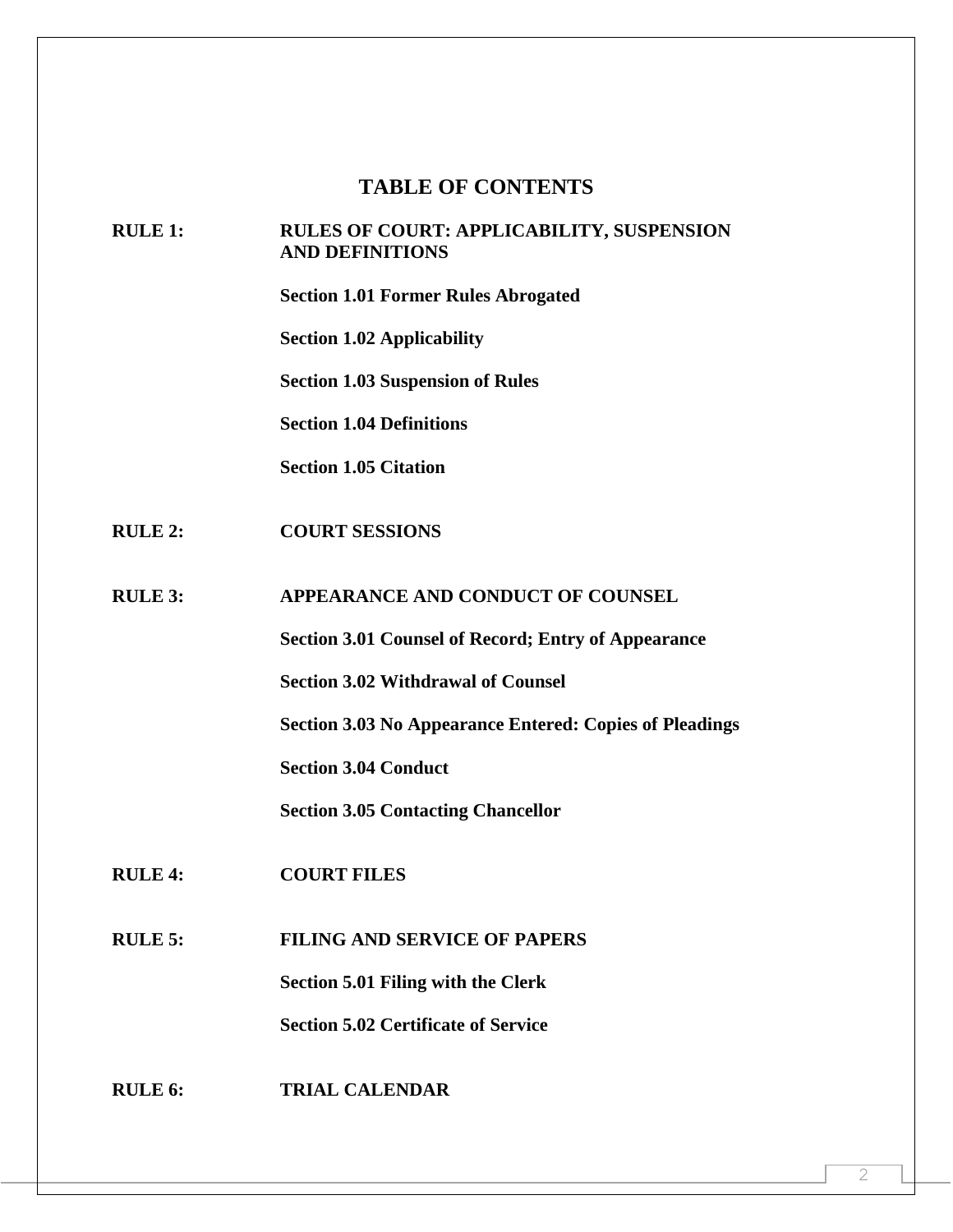# TABLE OF CONTENTS

**RULE 1:** **RULES OF COURT: APPLICABILITY, SUSPENSION AND DEFINITIONS**

- **Section 1.01 Former Rules Abrogated**
- **Section 1.02 Applicability**
- **Section 1.03 Suspension of Rules**
- **Section 1.04 Definitions**
- **Section 1.05 Citation**

**RULE 2:** **COURT SESSIONS**

**RULE 3:** **APPEARANCE AND CONDUCT OF COUNSEL**

- **Section 3.01 Counsel of Record; Entry of Appearance**
- **Section 3.02 Withdrawal of Counsel**
- **Section 3.03 No Appearance Entered: Copies of Pleadings**
- **Section 3.04 Conduct**
- **Section 3.05 Contacting Chancellor**

**RULE 4:** **COURT FILES**

**RULE 5:** **FILING AND SERVICE OF PAPERS**

- **Section 5.01 Filing with the Clerk**
- **Section 5.02 Certificate of Service**

**RULE 6:** **TRIAL CALENDAR**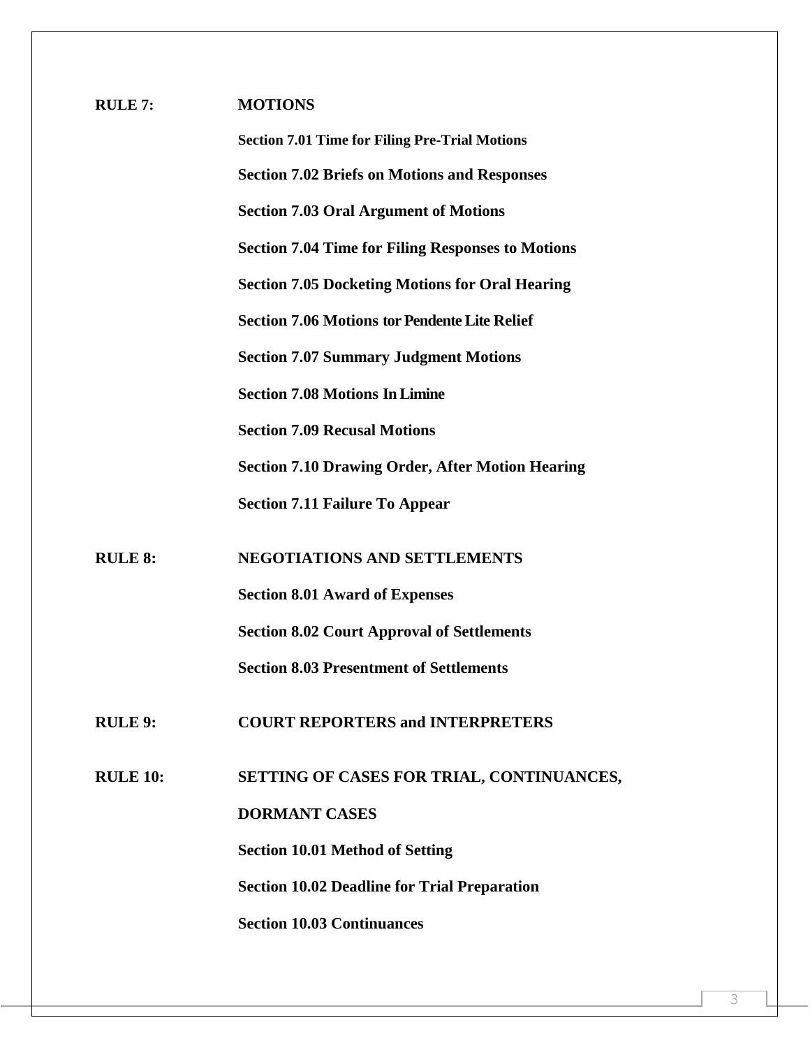**RULE 7: MOTIONS**

**Section 7.01 Time for Filing Pre-Trial Motions**

**Section 7.02 Briefs on Motions and Responses**

**Section 7.03 Oral Argument of Motions**

**Section 7.04 Time for Filing Responses to Motions**

**Section 7.05 Docketing Motions for Oral Hearing**

**Section 7.06 Motions tor Pendente Lite Relief**

**Section 7.07 Summary Judgment Motions**

**Section 7.08 Motions In Limine**

**Section 7.09 Recusal Motions**

**Section 7.10 Drawing Order, After Motion Hearing**

**Section 7.11 Failure To Appear**

**RULE 8: NEGOTIATIONS AND SETTLEMENTS**

**Section 8.01 Award of Expenses**

**Section 8.02 Court Approval of Settlements**

**Section 8.03 Presentment of Settlements**

**RULE 9: COURT REPORTERS and INTERPRETERS**

**RULE 10: SETTING OF CASES FOR TRIAL, CONTINUANCES, DORMANT CASES**

**Section 10.01 Method of Setting**

**Section 10.02 Deadline for Trial Preparation**

**Section 10.03 Continuances**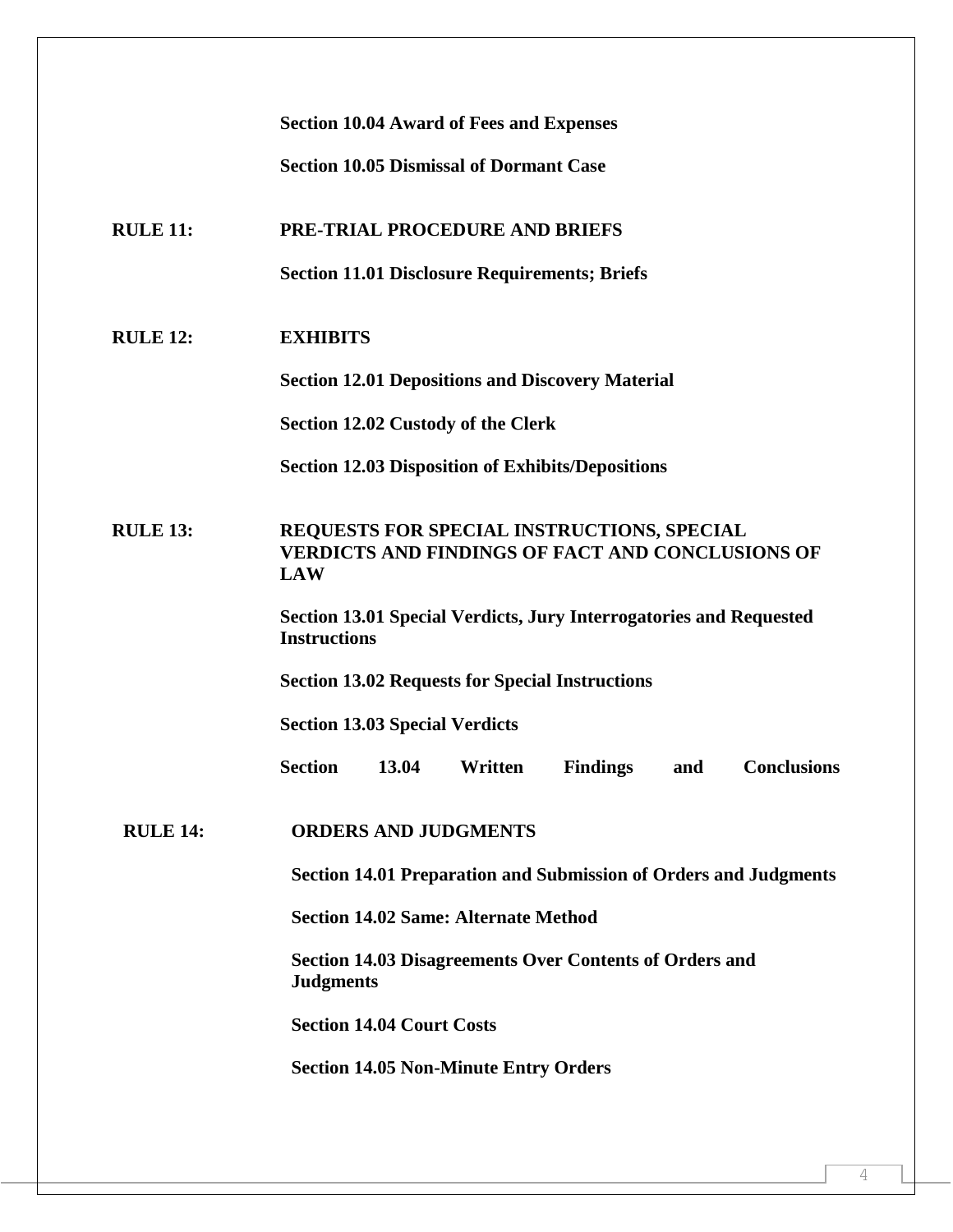**Section 10.04 Award of Fees and Expenses**

**Section 10.05 Dismissal of Dormant Case**

**RULE 11: PRE-TRIAL PROCEDURE AND BRIEFS**

**Section 11.01 Disclosure Requirements; Briefs**

**RULE 12: EXHIBITS**

**Section 12.01 Depositions and Discovery Material**

**Section 12.02 Custody of the Clerk**

**Section 12.03 Disposition of Exhibits/Depositions**

**RULE 13: REQUESTS FOR SPECIAL INSTRUCTIONS, SPECIAL VERDICTS AND FINDINGS OF FACT AND CONCLUSIONS OF LAW**

**Section 13.01 Special Verdicts, Jury Interrogatories and Requested Instructions**

**Section 13.02 Requests for Special Instructions**

**Section 13.03 Special Verdicts**

**Section 13.04 Written Findings and Conclusions**

**RULE 14: ORDERS AND JUDGMENTS**

**Section 14.01 Preparation and Submission of Orders and Judgments**

**Section 14.02 Same: Alternate Method**

**Section 14.03 Disagreements Over Contents of Orders and Judgments**

**Section 14.04 Court Costs**

**Section 14.05 Non-Minute Entry Orders**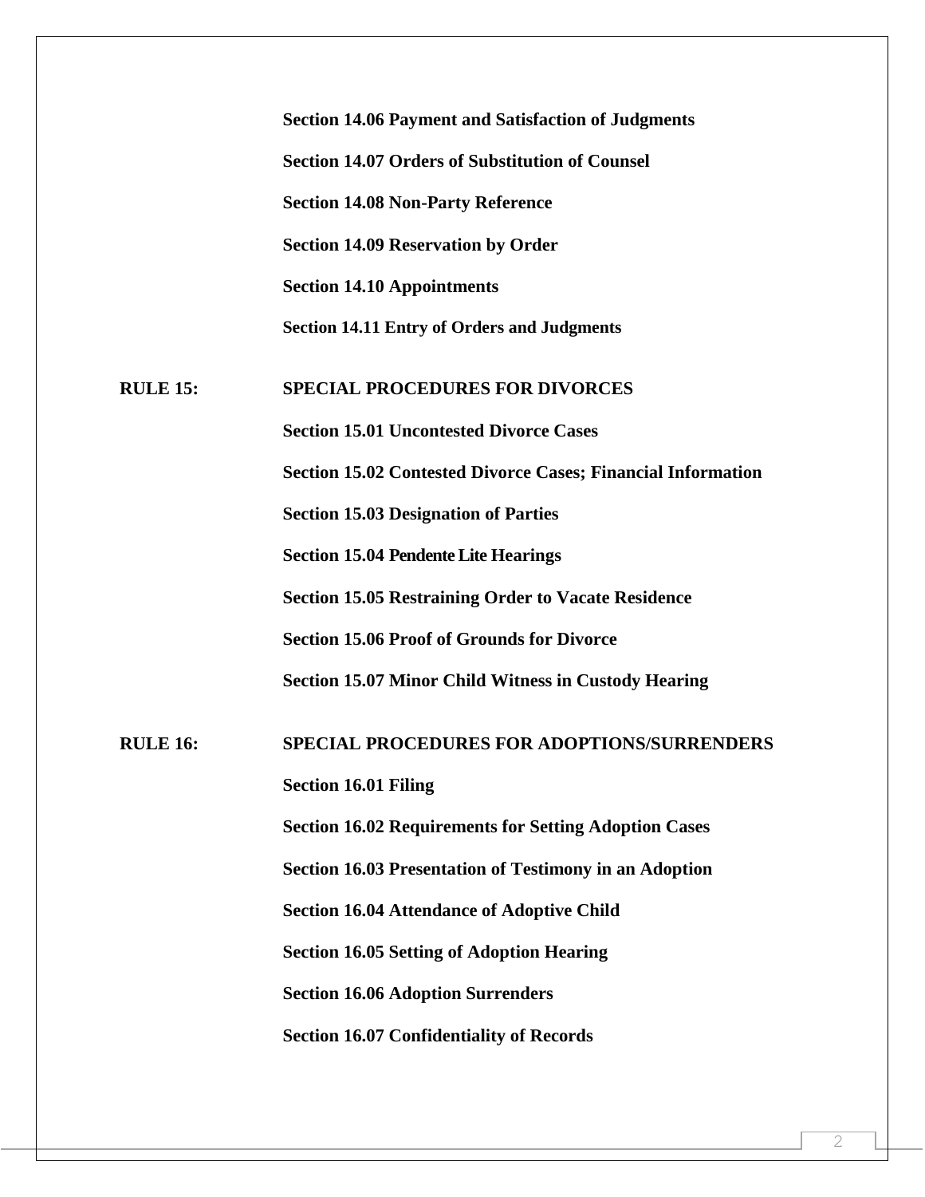**Section 14.06 Payment and Satisfaction of Judgments**

**Section 14.07 Orders of Substitution of Counsel**

**Section 14.08 Non-Party Reference**

**Section 14.09 Reservation by Order**

**Section 14.10 Appointments**

**Section 14.11 Entry of Orders and Judgments**

**RULE 15: SPECIAL PROCEDURES FOR DIVORCES**

**Section 15.01 Uncontested Divorce Cases**

**Section 15.02 Contested Divorce Cases; Financial Information**

**Section 15.03 Designation of Parties**

**Section 15.04 Pendente Lite Hearings**

**Section 15.05 Restraining Order to Vacate Residence**

**Section 15.06 Proof of Grounds for Divorce**

**Section 15.07 Minor Child Witness in Custody Hearing**

**RULE 16: SPECIAL PROCEDURES FOR ADOPTIONS/SURRENDERS**

**Section 16.01 Filing**

**Section 16.02 Requirements for Setting Adoption Cases**

**Section 16.03 Presentation of Testimony in an Adoption**

**Section 16.04 Attendance of Adoptive Child**

**Section 16.05 Setting of Adoption Hearing**

**Section 16.06 Adoption Surrenders**

**Section 16.07 Confidentiality of Records**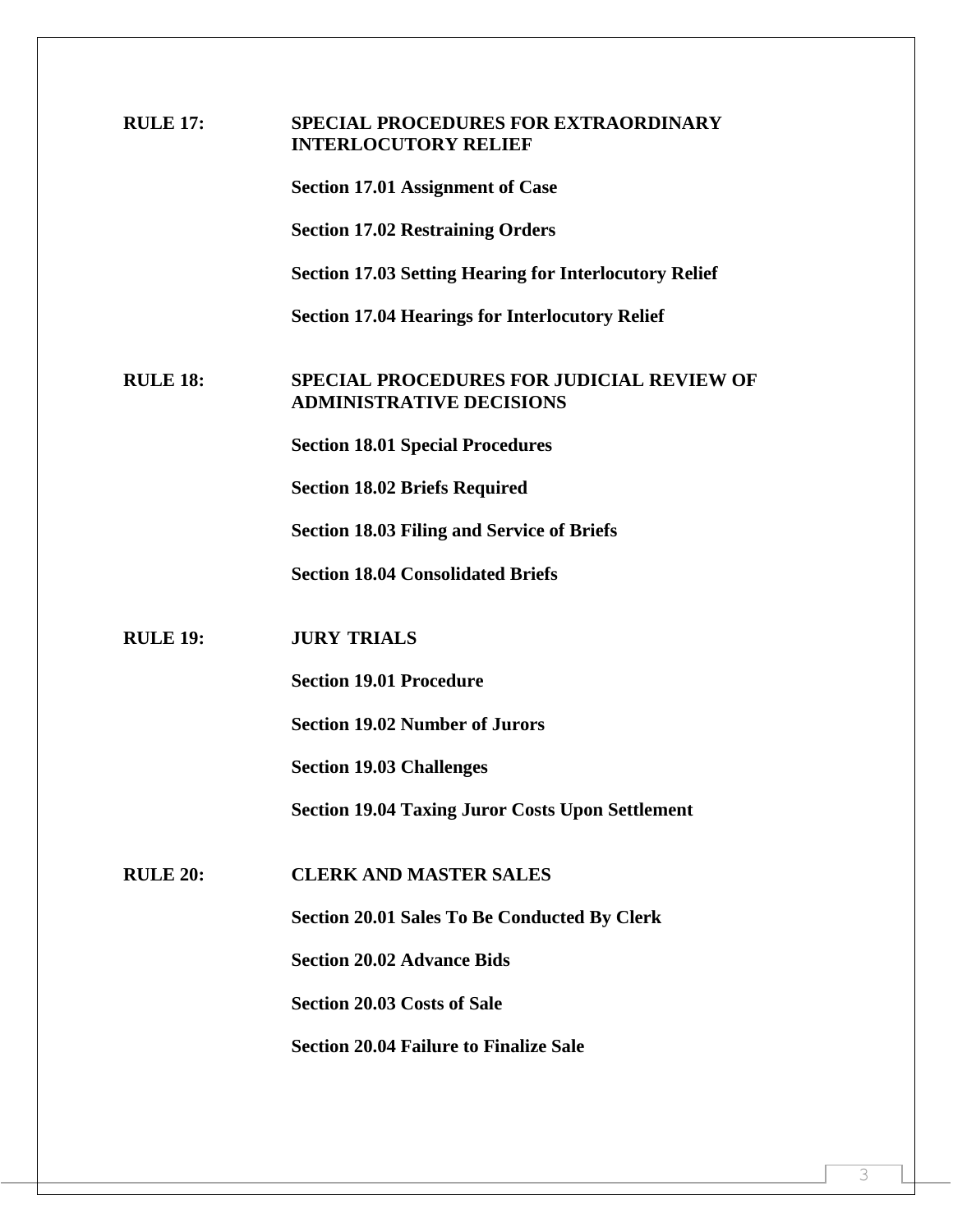**RULE 17: SPECIAL PROCEDURES FOR EXTRAORDINARY INTERLOCUTORY RELIEF**

**Section 17.01 Assignment of Case**

**Section 17.02 Restraining Orders**

**Section 17.03 Setting Hearing for Interlocutory Relief**

**Section 17.04 Hearings for Interlocutory Relief**

**RULE 18: SPECIAL PROCEDURES FOR JUDICIAL REVIEW OF ADMINISTRATIVE DECISIONS**

**Section 18.01 Special Procedures**

**Section 18.02 Briefs Required**

**Section 18.03 Filing and Service of Briefs**

**Section 18.04 Consolidated Briefs**

**RULE 19: JURY TRIALS**

**Section 19.01 Procedure**

**Section 19.02 Number of Jurors**

**Section 19.03 Challenges**

**Section 19.04 Taxing Juror Costs Upon Settlement**

**RULE 20: CLERK AND MASTER SALES**

**Section 20.01 Sales To Be Conducted By Clerk**

**Section 20.02 Advance Bids**

**Section 20.03 Costs of Sale**

**Section 20.04 Failure to Finalize Sale**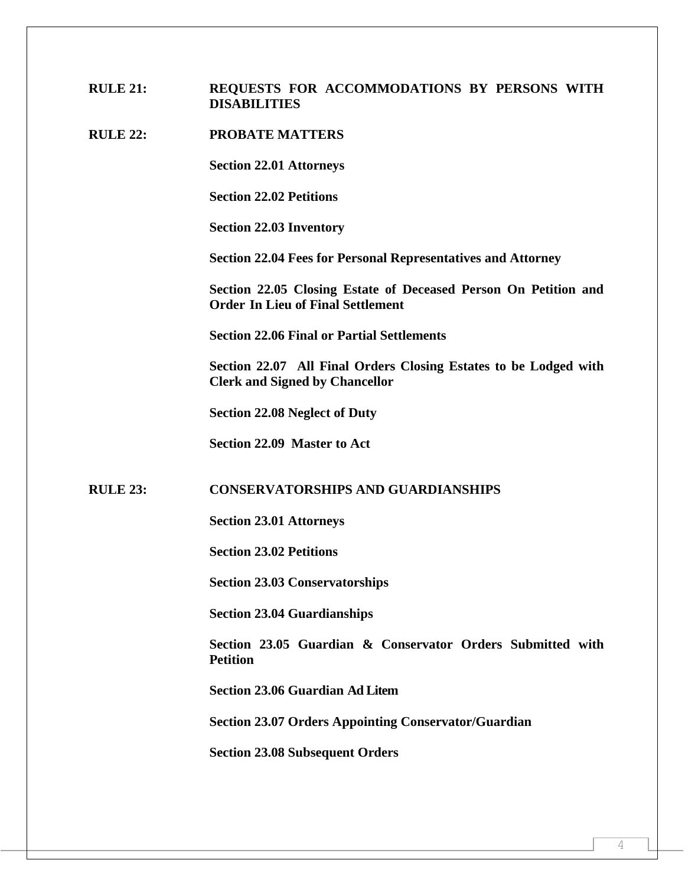**RULE 21:** **REQUESTS FOR ACCOMMODATIONS BY PERSONS WITH DISABILITIES**

**RULE 22:** **PROBATE MATTERS**

**Section 22.01 Attorneys**

**Section 22.02 Petitions**

**Section 22.03 Inventory**

**Section 22.04 Fees for Personal Representatives and Attorney**

**Section 22.05 Closing Estate of Deceased Person On Petition and Order In Lieu of Final Settlement**

**Section 22.06 Final or Partial Settlements**

**Section 22.07 All Final Orders Closing Estates to be Lodged with Clerk and Signed by Chancellor**

**Section 22.08 Neglect of Duty**

**Section 22.09 Master to Act**

**RULE 23:** **CONSERVATORSHIPS AND GUARDIANSHIPS**

**Section 23.01 Attorneys**

**Section 23.02 Petitions**

**Section 23.03 Conservatorships**

**Section 23.04 Guardianships**

**Section 23.05 Guardian & Conservator Orders Submitted with Petition**

**Section 23.06 Guardian Ad Litem**

**Section 23.07 Orders Appointing Conservator/Guardian**

**Section 23.08 Subsequent Orders**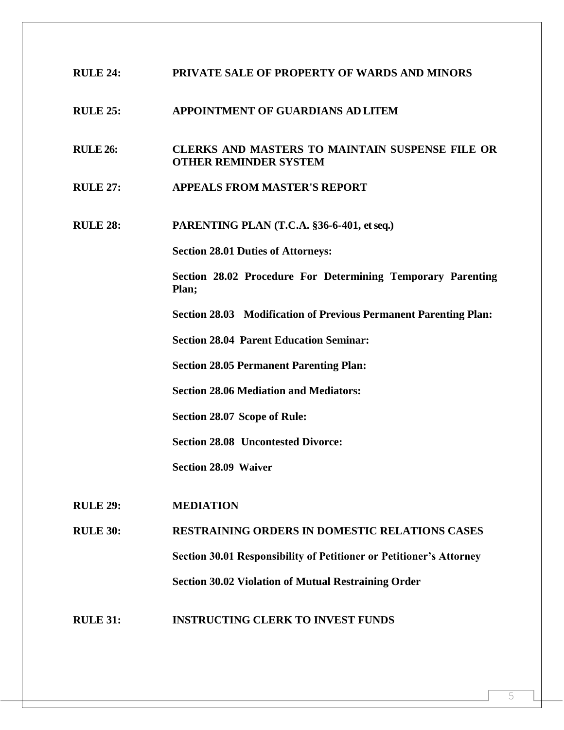**RULE 24:** **PRIVATE SALE OF PROPERTY OF WARDS AND MINORS**

**RULE 25:** **APPOINTMENT OF GUARDIANS AD LITEM**

**RULE 26:** **CLERKS AND MASTERS TO MAINTAIN SUSPENSE FILE OR OTHER REMINDER SYSTEM**

**RULE 27:** **APPEALS FROM MASTER'S REPORT**

**RULE 28:** **PARENTING PLAN (T.C.A. §36-6-401, et seq.)**

**Section 28.01 Duties of Attorneys:**

**Section 28.02 Procedure For Determining Temporary Parenting Plan;**

**Section 28.03 Modification of Previous Permanent Parenting Plan:**

**Section 28.04 Parent Education Seminar:**

**Section 28.05 Permanent Parenting Plan:**

**Section 28.06 Mediation and Mediators:**

**Section 28.07 Scope of Rule:**

**Section 28.08 Uncontested Divorce:**

**Section 28.09 Waiver**

**RULE 29:** **MEDIATION**

**RULE 30:** **RESTRAINING ORDERS IN DOMESTIC RELATIONS CASES**

**Section 30.01 Responsibility of Petitioner or Petitioner's Attorney**

**Section 30.02 Violation of Mutual Restraining Order**

**RULE 31:** **INSTRUCTING CLERK TO INVEST FUNDS**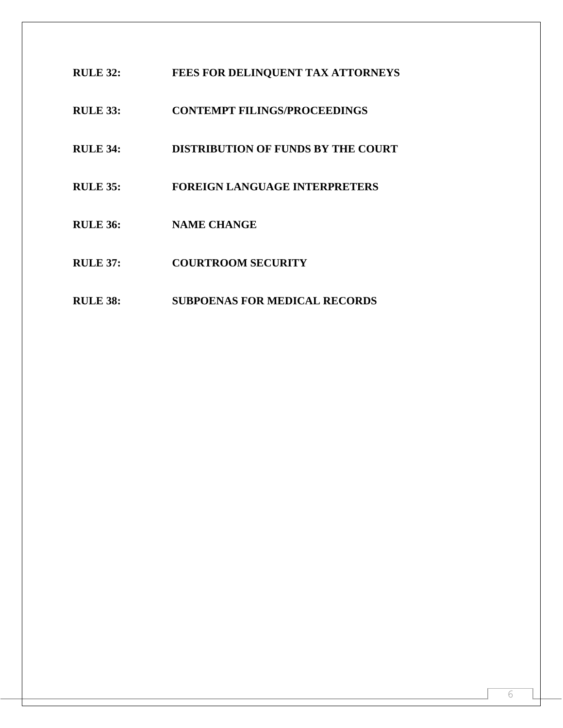**RULE 32:** **FEES FOR DELINQUENT TAX ATTORNEYS**

**RULE 33:** **CONTEMPT FILINGS/PROCEEDINGS**

**RULE 34:** **DISTRIBUTION OF FUNDS BY THE COURT**

**RULE 35:** **FOREIGN LANGUAGE INTERPRETERS**

**RULE 36:** **NAME CHANGE**

**RULE 37:** **COURTROOM SECURITY**

**RULE 38:** **SUBPOENAS FOR MEDICAL RECORDS**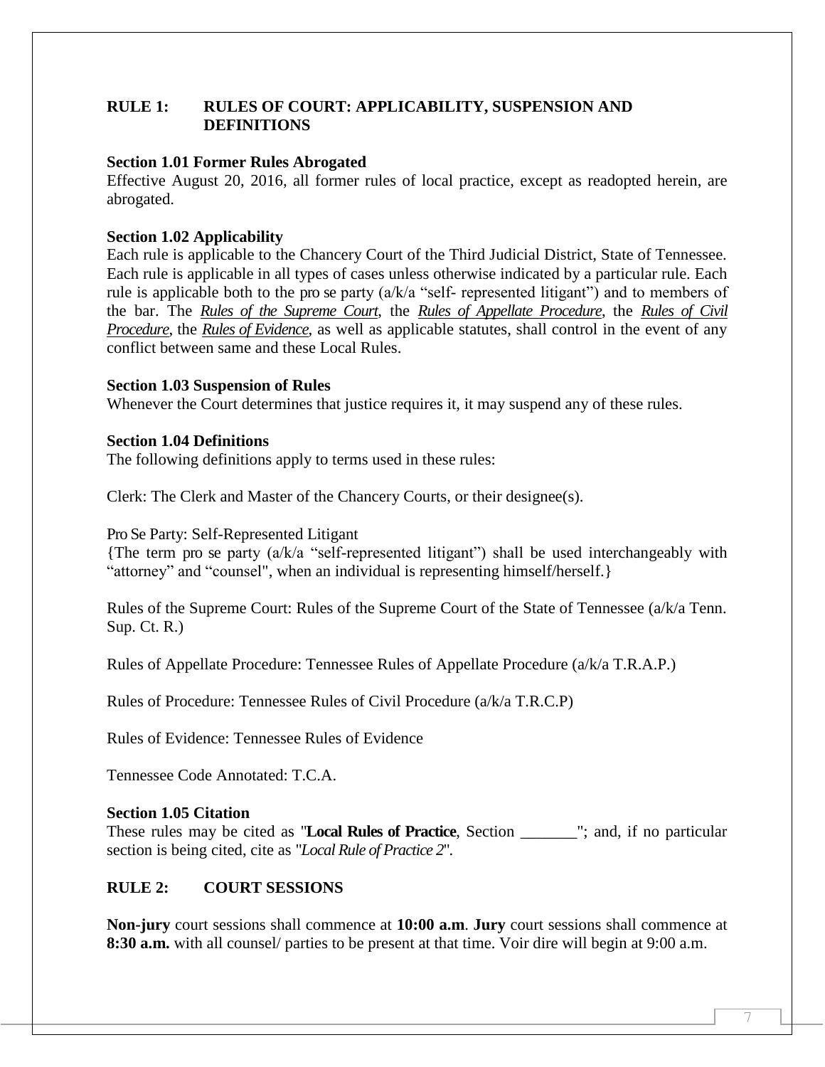## RULE 1: RULES OF COURT: APPLICABILITY, SUSPENSION AND DEFINITIONS

### Section 1.01 Former Rules Abrogated

Effective August 20, 2016, all former rules of local practice, except as readopted herein, are abrogated.

### Section 1.02 Applicability

Each rule is applicable to the Chancery Court of the Third Judicial District, State of Tennessee. Each rule is applicable in all types of cases unless otherwise indicated by a particular rule. Each rule is applicable both to the pro se party (a/k/a "self- represented litigant") and to members of the bar. The ***Rules of the Supreme Court***, the ***Rules of Appellate Procedure***, the ***Rules of Civil Procedure***, the ***Rules of Evidence***, as well as applicable statutes, shall control in the event of any conflict between same and these Local Rules.

### Section 1.03 Suspension of Rules

Whenever the Court determines that justice requires it, it may suspend any of these rules.

### Section 1.04 Definitions

The following definitions apply to terms used in these rules:

Clerk: The Clerk and Master of the Chancery Courts, or their designee(s).

Pro Se Party: Self-Represented Litigant
{The term pro se party (a/k/a "self-represented litigant") shall be used interchangeably with "attorney" and "counsel", when an individual is representing himself/herself.}

Rules of the Supreme Court: Rules of the Supreme Court of the State of Tennessee (a/k/a Tenn. Sup. Ct. R.)

Rules of Appellate Procedure: Tennessee Rules of Appellate Procedure (a/k/a T.R.A.P.)

Rules of Procedure: Tennessee Rules of Civil Procedure (a/k/a T.R.C.P)

Rules of Evidence: Tennessee Rules of Evidence

Tennessee Code Annotated: T.C.A.

### Section 1.05 Citation

These rules may be cited as "**Local Rules of Practice**, Section _______"; and, if no particular section is being cited, cite as "*Local Rule of Practice 2*".

## RULE 2: COURT SESSIONS

**Non-jury** court sessions shall commence at **10:00 a.m**. **Jury** court sessions shall commence at **8:30 a.m.** with all counsel/ parties to be present at that time. Voir dire will begin at 9:00 a.m.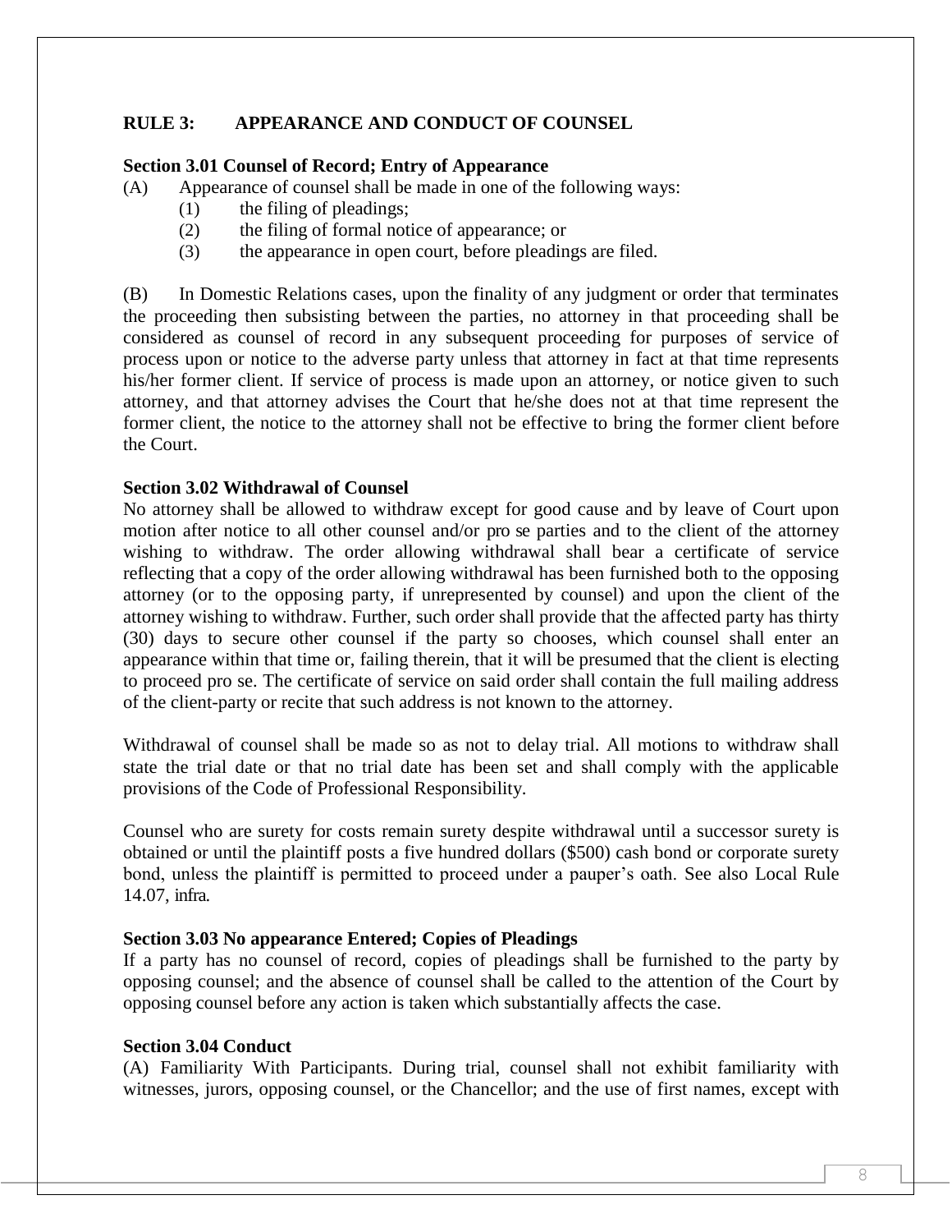## RULE 3: APPEARANCE AND CONDUCT OF COUNSEL

### Section 3.01 Counsel of Record; Entry of Appearance

(A) Appearance of counsel shall be made in one of the following ways:

(1) the filing of pleadings;

(2) the filing of formal notice of appearance; or

(3) the appearance in open court, before pleadings are filed.

(B) In Domestic Relations cases, upon the finality of any judgment or order that terminates the proceeding then subsisting between the parties, no attorney in that proceeding shall be considered as counsel of record in any subsequent proceeding for purposes of service of process upon or notice to the adverse party unless that attorney in fact at that time represents his/her former client. If service of process is made upon an attorney, or notice given to such attorney, and that attorney advises the Court that he/she does not at that time represent the former client, the notice to the attorney shall not be effective to bring the former client before the Court.

### Section 3.02 Withdrawal of Counsel

No attorney shall be allowed to withdraw except for good cause and by leave of Court upon motion after notice to all other counsel and/or pro se parties and to the client of the attorney wishing to withdraw. The order allowing withdrawal shall bear a certificate of service reflecting that a copy of the order allowing withdrawal has been furnished both to the opposing attorney (or to the opposing party, if unrepresented by counsel) and upon the client of the attorney wishing to withdraw. Further, such order shall provide that the affected party has thirty (30) days to secure other counsel if the party so chooses, which counsel shall enter an appearance within that time or, failing therein, that it will be presumed that the client is electing to proceed pro se. The certificate of service on said order shall contain the full mailing address of the client-party or recite that such address is not known to the attorney.

Withdrawal of counsel shall be made so as not to delay trial. All motions to withdraw shall state the trial date or that no trial date has been set and shall comply with the applicable provisions of the Code of Professional Responsibility.

Counsel who are surety for costs remain surety despite withdrawal until a successor surety is obtained or until the plaintiff posts a five hundred dollars ($500) cash bond or corporate surety bond, unless the plaintiff is permitted to proceed under a pauper's oath. See also Local Rule 14.07, infra.

### Section 3.03 No appearance Entered; Copies of Pleadings

If a party has no counsel of record, copies of pleadings shall be furnished to the party by opposing counsel; and the absence of counsel shall be called to the attention of the Court by opposing counsel before any action is taken which substantially affects the case.

### Section 3.04 Conduct

(A) Familiarity With Participants. During trial, counsel shall not exhibit familiarity with witnesses, jurors, opposing counsel, or the Chancellor; and the use of first names, except with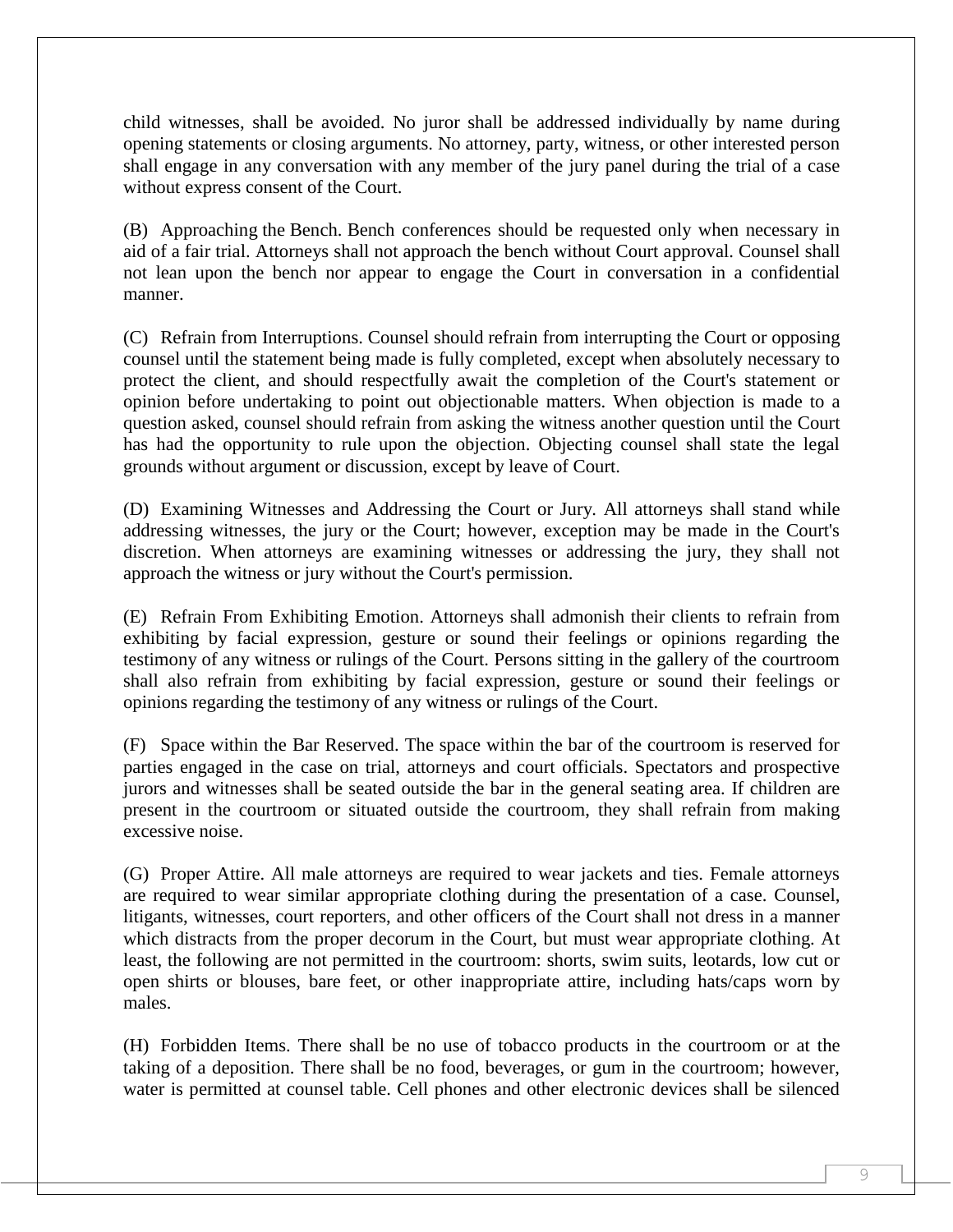child witnesses, shall be avoided. No juror shall be addressed individually by name during opening statements or closing arguments. No attorney, party, witness, or other interested person shall engage in any conversation with any member of the jury panel during the trial of a case without express consent of the Court.

(B) Approaching the Bench. Bench conferences should be requested only when necessary in aid of a fair trial. Attorneys shall not approach the bench without Court approval. Counsel shall not lean upon the bench nor appear to engage the Court in conversation in a confidential manner.

(C) Refrain from Interruptions. Counsel should refrain from interrupting the Court or opposing counsel until the statement being made is fully completed, except when absolutely necessary to protect the client, and should respectfully await the completion of the Court's statement or opinion before undertaking to point out objectionable matters. When objection is made to a question asked, counsel should refrain from asking the witness another question until the Court has had the opportunity to rule upon the objection. Objecting counsel shall state the legal grounds without argument or discussion, except by leave of Court.

(D) Examining Witnesses and Addressing the Court or Jury. All attorneys shall stand while addressing witnesses, the jury or the Court; however, exception may be made in the Court's discretion. When attorneys are examining witnesses or addressing the jury, they shall not approach the witness or jury without the Court's permission.

(E) Refrain From Exhibiting Emotion. Attorneys shall admonish their clients to refrain from exhibiting by facial expression, gesture or sound their feelings or opinions regarding the testimony of any witness or rulings of the Court. Persons sitting in the gallery of the courtroom shall also refrain from exhibiting by facial expression, gesture or sound their feelings or opinions regarding the testimony of any witness or rulings of the Court.

(F) Space within the Bar Reserved. The space within the bar of the courtroom is reserved for parties engaged in the case on trial, attorneys and court officials. Spectators and prospective jurors and witnesses shall be seated outside the bar in the general seating area. If children are present in the courtroom or situated outside the courtroom, they shall refrain from making excessive noise.

(G) Proper Attire. All male attorneys are required to wear jackets and ties. Female attorneys are required to wear similar appropriate clothing during the presentation of a case. Counsel, litigants, witnesses, court reporters, and other officers of the Court shall not dress in a manner which distracts from the proper decorum in the Court, but must wear appropriate clothing. At least, the following are not permitted in the courtroom: shorts, swim suits, leotards, low cut or open shirts or blouses, bare feet, or other inappropriate attire, including hats/caps worn by males.

(H) Forbidden Items. There shall be no use of tobacco products in the courtroom or at the taking of a deposition. There shall be no food, beverages, or gum in the courtroom; however, water is permitted at counsel table. Cell phones and other electronic devices shall be silenced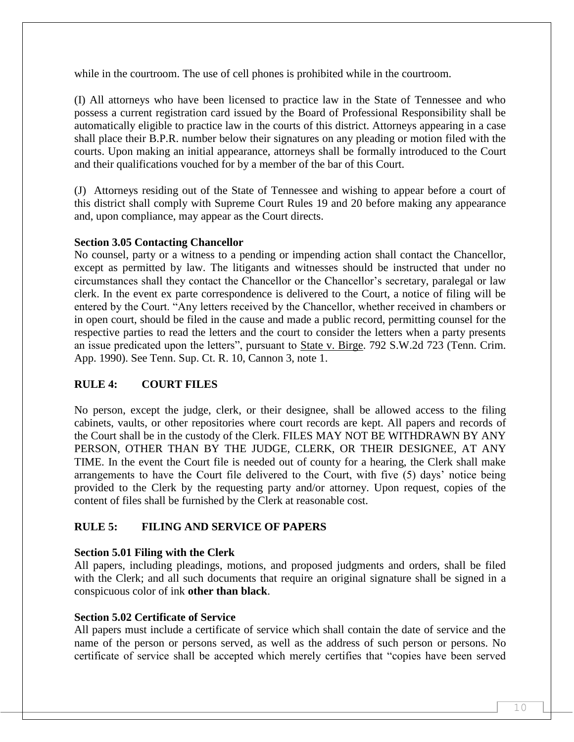while in the courtroom. The use of cell phones is prohibited while in the courtroom.

(I) All attorneys who have been licensed to practice law in the State of Tennessee and who possess a current registration card issued by the Board of Professional Responsibility shall be automatically eligible to practice law in the courts of this district. Attorneys appearing in a case shall place their B.P.R. number below their signatures on any pleading or motion filed with the courts. Upon making an initial appearance, attorneys shall be formally introduced to the Court and their qualifications vouched for by a member of the bar of this Court.

(J) Attorneys residing out of the State of Tennessee and wishing to appear before a court of this district shall comply with Supreme Court Rules 19 and 20 before making any appearance and, upon compliance, may appear as the Court directs.

**Section 3.05 Contacting Chancellor**

No counsel, party or a witness to a pending or impending action shall contact the Chancellor, except as permitted by law. The litigants and witnesses should be instructed that under no circumstances shall they contact the Chancellor or the Chancellor's secretary, paralegal or law clerk. In the event ex parte correspondence is delivered to the Court, a notice of filing will be entered by the Court. "Any letters received by the Chancellor, whether received in chambers or in open court, should be filed in the cause and made a public record, permitting counsel for the respective parties to read the letters and the court to consider the letters when a party presents an issue predicated upon the letters", pursuant to State v. Birge. 792 S.W.2d 723 (Tenn. Crim. App. 1990). See Tenn. Sup. Ct. R. 10, Cannon 3, note 1.

## RULE 4: COURT FILES

No person, except the judge, clerk, or their designee, shall be allowed access to the filing cabinets, vaults, or other repositories where court records are kept. All papers and records of the Court shall be in the custody of the Clerk. FILES MAY NOT BE WITHDRAWN BY ANY PERSON, OTHER THAN BY THE JUDGE, CLERK, OR THEIR DESIGNEE, AT ANY TIME. In the event the Court file is needed out of county for a hearing, the Clerk shall make arrangements to have the Court file delivered to the Court, with five (5) days' notice being provided to the Clerk by the requesting party and/or attorney. Upon request, copies of the content of files shall be furnished by the Clerk at reasonable cost.

## RULE 5: FILING AND SERVICE OF PAPERS

**Section 5.01 Filing with the Clerk**

All papers, including pleadings, motions, and proposed judgments and orders, shall be filed with the Clerk; and all such documents that require an original signature shall be signed in a conspicuous color of ink **other than black**.

**Section 5.02 Certificate of Service**

All papers must include a certificate of service which shall contain the date of service and the name of the person or persons served, as well as the address of such person or persons. No certificate of service shall be accepted which merely certifies that "copies have been served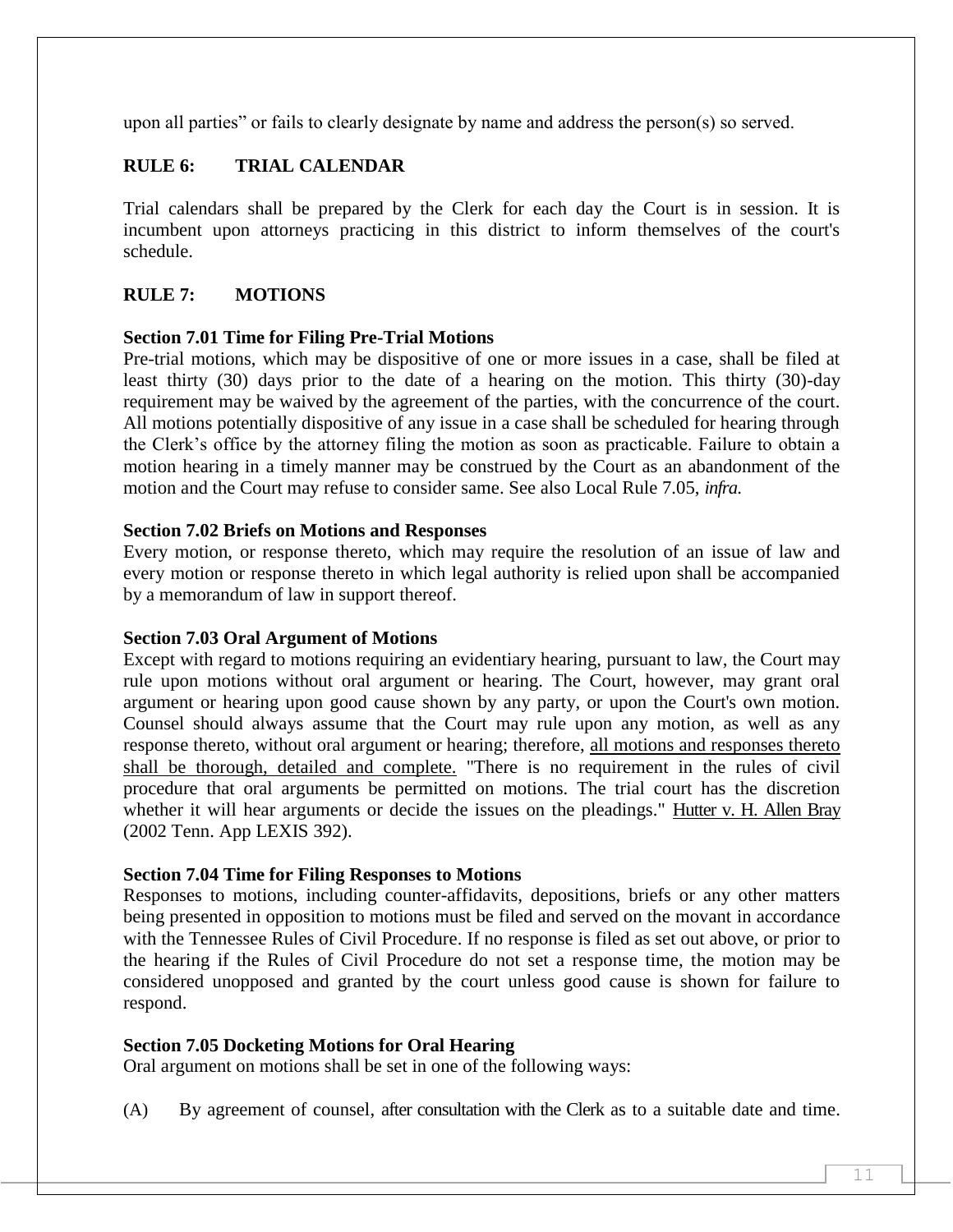upon all parties" or fails to clearly designate by name and address the person(s) so served.

## RULE 6: TRIAL CALENDAR

Trial calendars shall be prepared by the Clerk for each day the Court is in session. It is incumbent upon attorneys practicing in this district to inform themselves of the court's schedule.

## RULE 7: MOTIONS

### Section 7.01 Time for Filing Pre-Trial Motions

Pre-trial motions, which may be dispositive of one or more issues in a case, shall be filed at least thirty (30) days prior to the date of a hearing on the motion. This thirty (30)-day requirement may be waived by the agreement of the parties, with the concurrence of the court. All motions potentially dispositive of any issue in a case shall be scheduled for hearing through the Clerk's office by the attorney filing the motion as soon as practicable. Failure to obtain a motion hearing in a timely manner may be construed by the Court as an abandonment of the motion and the Court may refuse to consider same. See also Local Rule 7.05, *infra.*

### Section 7.02 Briefs on Motions and Responses

Every motion, or response thereto, which may require the resolution of an issue of law and every motion or response thereto in which legal authority is relied upon shall be accompanied by a memorandum of law in support thereof.

### Section 7.03 Oral Argument of Motions

Except with regard to motions requiring an evidentiary hearing, pursuant to law, the Court may rule upon motions without oral argument or hearing. The Court, however, may grant oral argument or hearing upon good cause shown by any party, or upon the Court's own motion. Counsel should always assume that the Court may rule upon any motion, as well as any response thereto, without oral argument or hearing; therefore, <u>all motions and responses thereto shall be thorough, detailed and complete.</u> "There is no requirement in the rules of civil procedure that oral arguments be permitted on motions. The trial court has the discretion whether it will hear arguments or decide the issues on the pleadings." <u>Hutter v. H. Allen Bray</u> (2002 Tenn. App LEXIS 392).

### Section 7.04 Time for Filing Responses to Motions

Responses to motions, including counter-affidavits, depositions, briefs or any other matters being presented in opposition to motions must be filed and served on the movant in accordance with the Tennessee Rules of Civil Procedure. If no response is filed as set out above, or prior to the hearing if the Rules of Civil Procedure do not set a response time, the motion may be considered unopposed and granted by the court unless good cause is shown for failure to respond.

### Section 7.05 Docketing Motions for Oral Hearing

Oral argument on motions shall be set in one of the following ways:

(A) By agreement of counsel, after consultation with the Clerk as to a suitable date and time.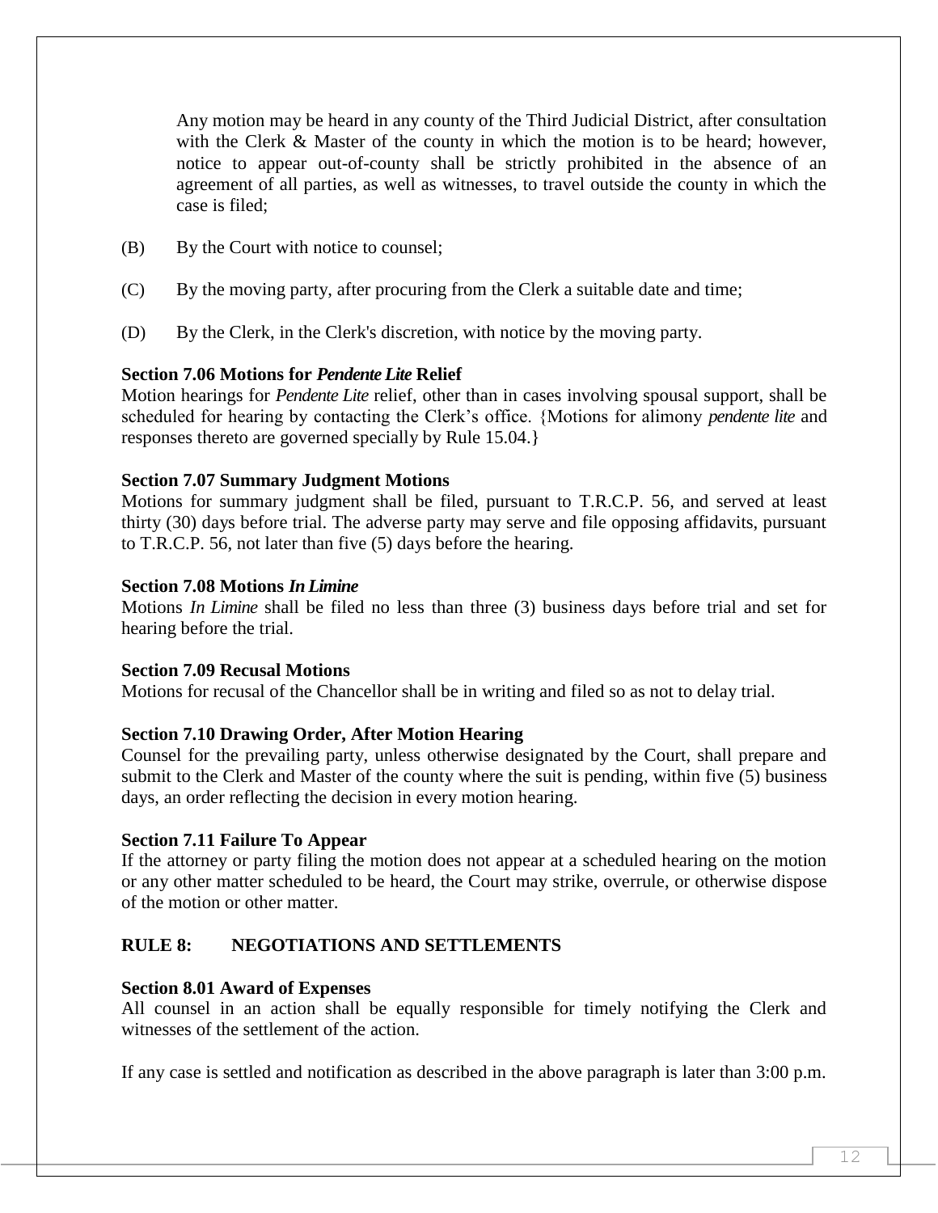Any motion may be heard in any county of the Third Judicial District, after consultation with the Clerk & Master of the county in which the motion is to be heard; however, notice to appear out-of-county shall be strictly prohibited in the absence of an agreement of all parties, as well as witnesses, to travel outside the county in which the case is filed;

(B) By the Court with notice to counsel;

(C) By the moving party, after procuring from the Clerk a suitable date and time;

(D) By the Clerk, in the Clerk's discretion, with notice by the moving party.

**Section 7.06 Motions for *Pendente Lite* Relief**

Motion hearings for *Pendente Lite* relief, other than in cases involving spousal support, shall be scheduled for hearing by contacting the Clerk's office. {Motions for alimony *pendente lite* and responses thereto are governed specially by Rule 15.04.}

**Section 7.07 Summary Judgment Motions**

Motions for summary judgment shall be filed, pursuant to T.R.C.P. 56, and served at least thirty (30) days before trial. The adverse party may serve and file opposing affidavits, pursuant to T.R.C.P. 56, not later than five (5) days before the hearing.

**Section 7.08 Motions *In Limine***

Motions *In Limine* shall be filed no less than three (3) business days before trial and set for hearing before the trial.

**Section 7.09 Recusal Motions**

Motions for recusal of the Chancellor shall be in writing and filed so as not to delay trial.

**Section 7.10 Drawing Order, After Motion Hearing**

Counsel for the prevailing party, unless otherwise designated by the Court, shall prepare and submit to the Clerk and Master of the county where the suit is pending, within five (5) business days, an order reflecting the decision in every motion hearing.

**Section 7.11 Failure To Appear**

If the attorney or party filing the motion does not appear at a scheduled hearing on the motion or any other matter scheduled to be heard, the Court may strike, overrule, or otherwise dispose of the motion or other matter.

## RULE 8: NEGOTIATIONS AND SETTLEMENTS

**Section 8.01 Award of Expenses**

All counsel in an action shall be equally responsible for timely notifying the Clerk and witnesses of the settlement of the action.

If any case is settled and notification as described in the above paragraph is later than 3:00 p.m.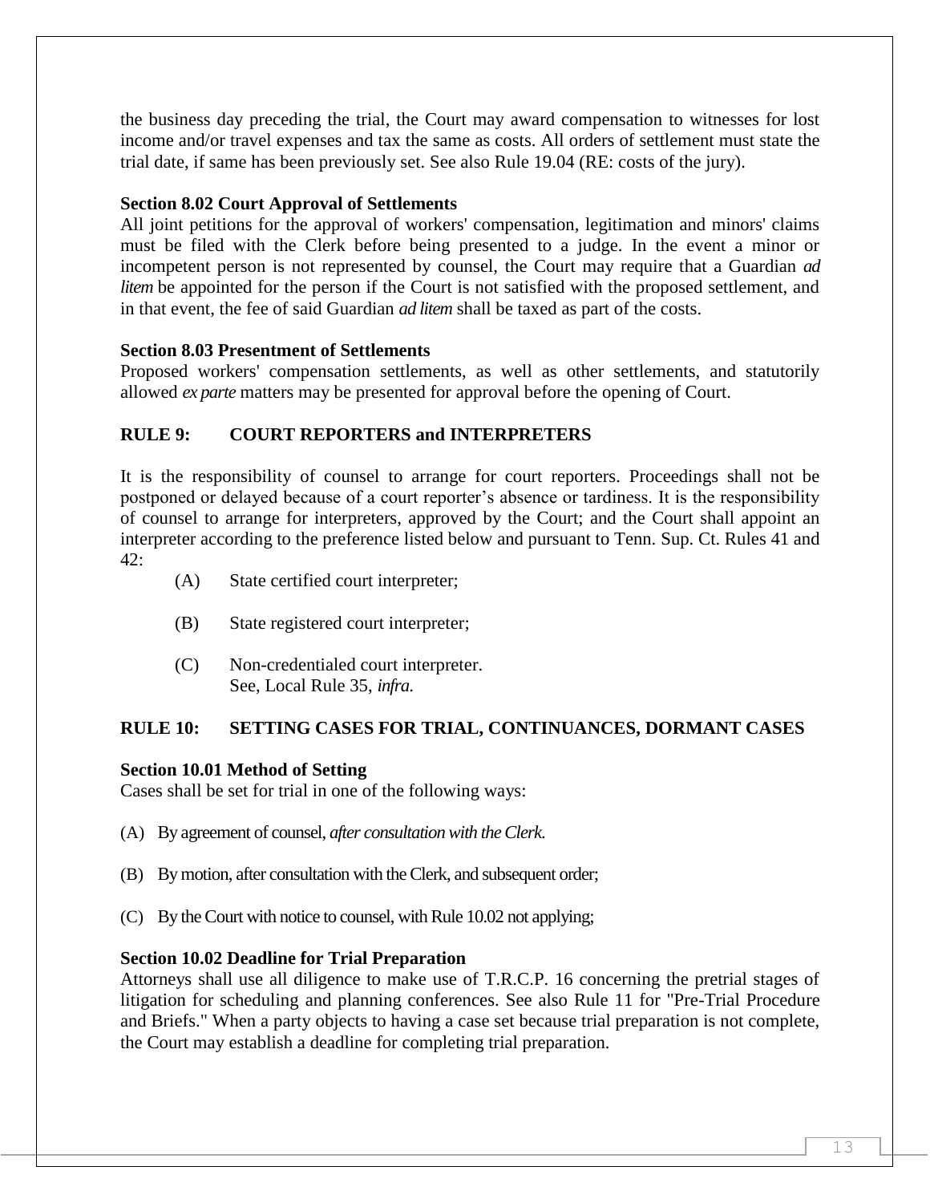the business day preceding the trial, the Court may award compensation to witnesses for lost income and/or travel expenses and tax the same as costs. All orders of settlement must state the trial date, if same has been previously set. See also Rule 19.04 (RE: costs of the jury).

**Section 8.02 Court Approval of Settlements**
All joint petitions for the approval of workers' compensation, legitimation and minors' claims must be filed with the Clerk before being presented to a judge. In the event a minor or incompetent person is not represented by counsel, the Court may require that a Guardian *ad litem* be appointed for the person if the Court is not satisfied with the proposed settlement, and in that event, the fee of said Guardian *ad litem* shall be taxed as part of the costs.

**Section 8.03 Presentment of Settlements**
Proposed workers' compensation settlements, as well as other settlements, and statutorily allowed *ex parte* matters may be presented for approval before the opening of Court.

## RULE 9: COURT REPORTERS and INTERPRETERS

It is the responsibility of counsel to arrange for court reporters. Proceedings shall not be postponed or delayed because of a court reporter's absence or tardiness. It is the responsibility of counsel to arrange for interpreters, approved by the Court; and the Court shall appoint an interpreter according to the preference listed below and pursuant to Tenn. Sup. Ct. Rules 41 and 42:

(A) State certified court interpreter;

(B) State registered court interpreter;

(C) Non-credentialed court interpreter.
See, Local Rule 35, *infra.*

## RULE 10: SETTING CASES FOR TRIAL, CONTINUANCES, DORMANT CASES

**Section 10.01 Method of Setting**
Cases shall be set for trial in one of the following ways:

(A) By agreement of counsel, *after consultation with the Clerk.*

(B) By motion, after consultation with the Clerk, and subsequent order;

(C) By the Court with notice to counsel, with Rule 10.02 not applying;

**Section 10.02 Deadline for Trial Preparation**
Attorneys shall use all diligence to make use of T.R.C.P. 16 concerning the pretrial stages of litigation for scheduling and planning conferences. See also Rule 11 for "Pre-Trial Procedure and Briefs." When a party objects to having a case set because trial preparation is not complete, the Court may establish a deadline for completing trial preparation.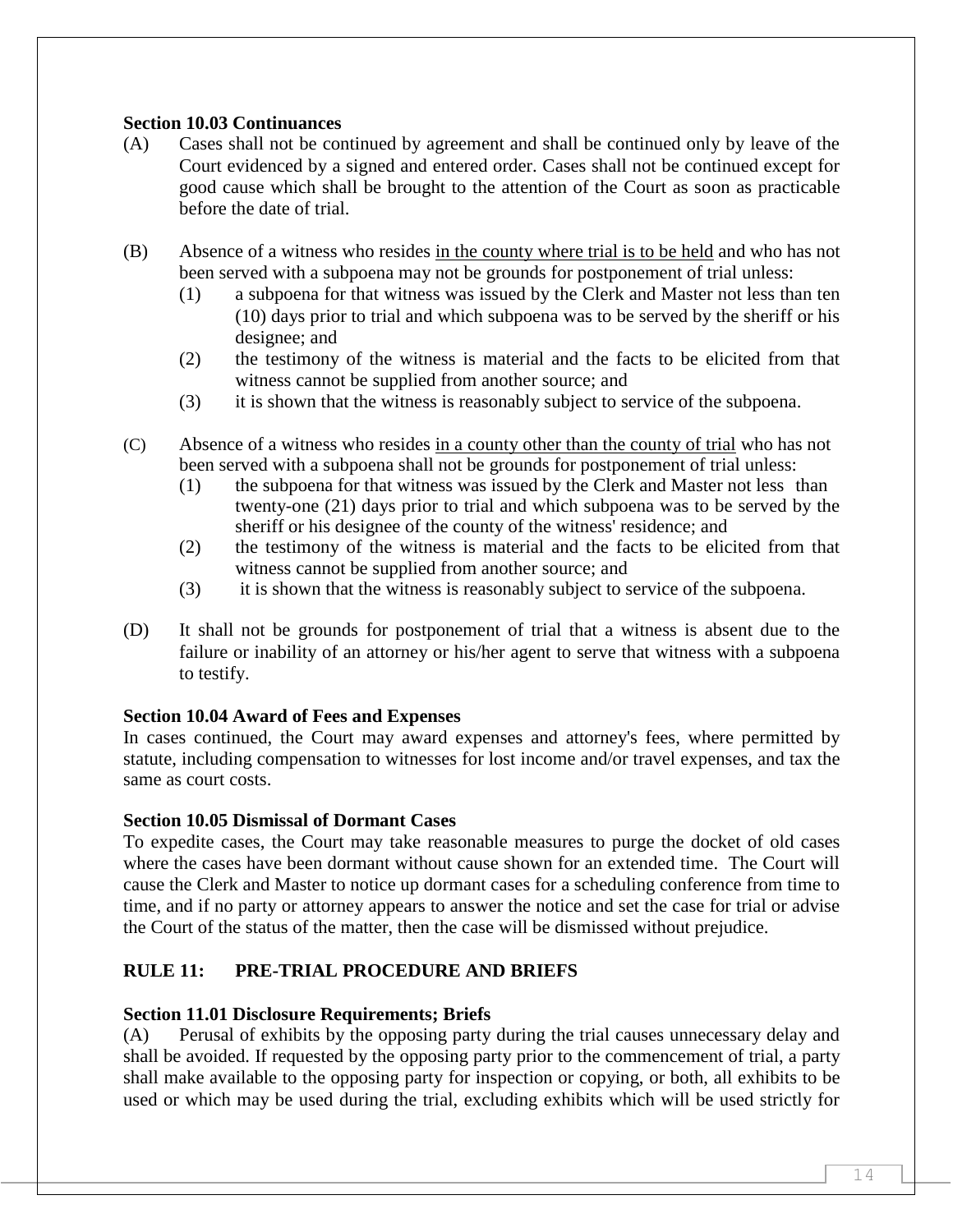**Section 10.03 Continuances**

(A) Cases shall not be continued by agreement and shall be continued only by leave of the Court evidenced by a signed and entered order. Cases shall not be continued except for good cause which shall be brought to the attention of the Court as soon as practicable before the date of trial.

(B) Absence of a witness who resides <u>in the county where trial is to be held</u> and who has not been served with a subpoena may not be grounds for postponement of trial unless:
   (1) a subpoena for that witness was issued by the Clerk and Master not less than ten (10) days prior to trial and which subpoena was to be served by the sheriff or his designee; and
   (2) the testimony of the witness is material and the facts to be elicited from that witness cannot be supplied from another source; and
   (3) it is shown that the witness is reasonably subject to service of the subpoena.

(C) Absence of a witness who resides <u>in a county other than the county of trial</u> who has not been served with a subpoena shall not be grounds for postponement of trial unless:
   (1) the subpoena for that witness was issued by the Clerk and Master not less than twenty-one (21) days prior to trial and which subpoena was to be served by the sheriff or his designee of the county of the witness' residence; and
   (2) the testimony of the witness is material and the facts to be elicited from that witness cannot be supplied from another source; and
   (3) it is shown that the witness is reasonably subject to service of the subpoena.

(D) It shall not be grounds for postponement of trial that a witness is absent due to the failure or inability of an attorney or his/her agent to serve that witness with a subpoena to testify.

**Section 10.04 Award of Fees and Expenses**

In cases continued, the Court may award expenses and attorney's fees, where permitted by statute, including compensation to witnesses for lost income and/or travel expenses, and tax the same as court costs.

**Section 10.05 Dismissal of Dormant Cases**

To expedite cases, the Court may take reasonable measures to purge the docket of old cases where the cases have been dormant without cause shown for an extended time. The Court will cause the Clerk and Master to notice up dormant cases for a scheduling conference from time to time, and if no party or attorney appears to answer the notice and set the case for trial or advise the Court of the status of the matter, then the case will be dismissed without prejudice.

## RULE 11: PRE-TRIAL PROCEDURE AND BRIEFS

**Section 11.01 Disclosure Requirements; Briefs**

(A) Perusal of exhibits by the opposing party during the trial causes unnecessary delay and shall be avoided. If requested by the opposing party prior to the commencement of trial, a party shall make available to the opposing party for inspection or copying, or both, all exhibits to be used or which may be used during the trial, excluding exhibits which will be used strictly for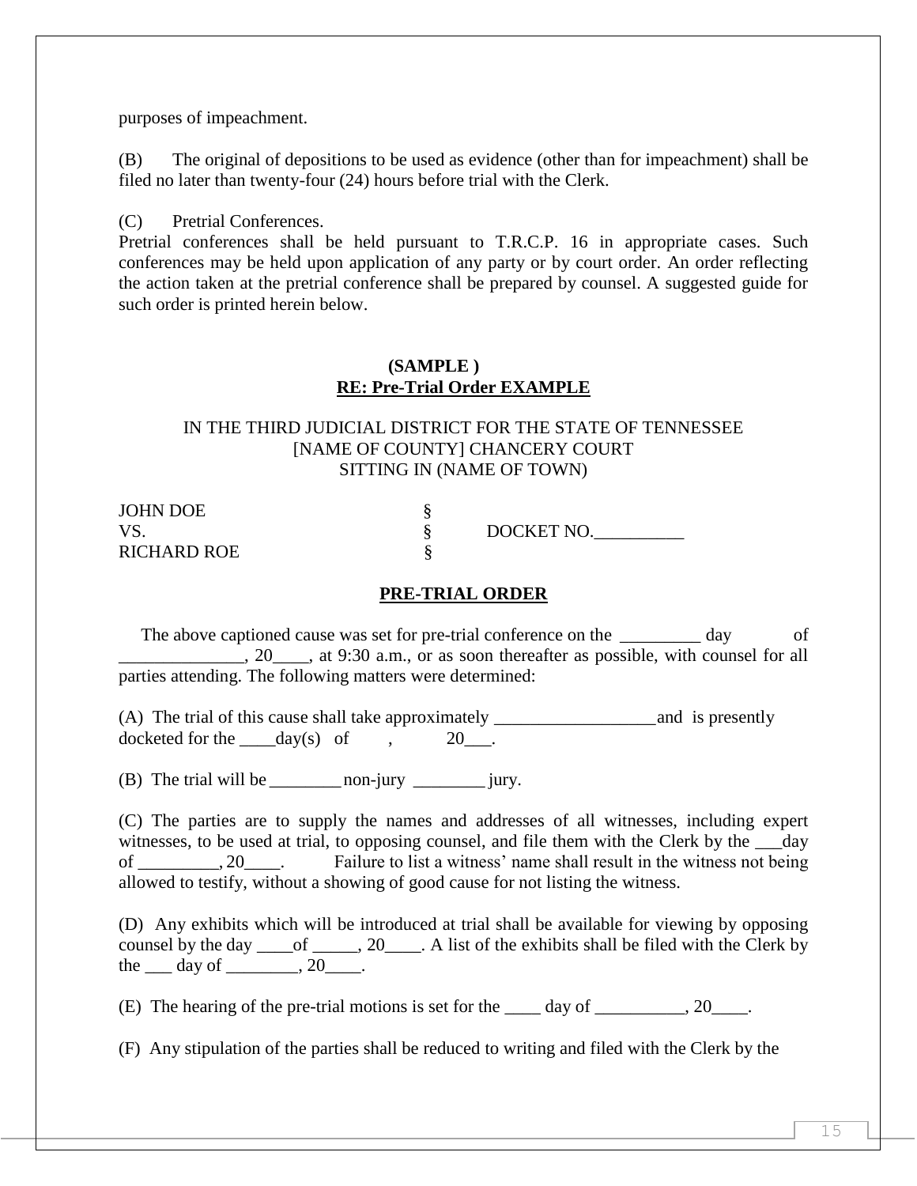purposes of impeachment.

(B) The original of depositions to be used as evidence (other than for impeachment) shall be filed no later than twenty-four (24) hours before trial with the Clerk.

(C) Pretrial Conferences.
Pretrial conferences shall be held pursuant to T.R.C.P. 16 in appropriate cases. Such conferences may be held upon application of any party or by court order. An order reflecting the action taken at the pretrial conference shall be prepared by counsel. A suggested guide for such order is printed herein below.

**(SAMPLE )**
**RE: Pre-Trial Order EXAMPLE**

IN THE THIRD JUDICIAL DISTRICT FOR THE STATE OF TENNESSEE
[NAME OF COUNTY] CHANCERY COURT
SITTING IN (NAME OF TOWN)

| | | |
|---|---|---|
| JOHN DOE | § | |
| VS. | § | DOCKET NO.__________ |
| RICHARD ROE | § | |

**PRE-TRIAL ORDER**

The above captioned cause was set for pre-trial conference on the _________ day of _____________, 20____, at 9:30 a.m., or as soon thereafter as possible, with counsel for all parties attending. The following matters were determined:

(A) The trial of this cause shall take approximately __________________and is presently docketed for the ____day(s) of , 20___.

(B) The trial will be ________ non-jury ________ jury.

(C) The parties are to supply the names and addresses of all witnesses, including expert witnesses, to be used at trial, to opposing counsel, and file them with the Clerk by the ___day of _________, 20____. Failure to list a witness' name shall result in the witness not being allowed to testify, without a showing of good cause for not listing the witness.

(D) Any exhibits which will be introduced at trial shall be available for viewing by opposing counsel by the day ____of _____, 20____. A list of the exhibits shall be filed with the Clerk by the ___ day of ________, 20____.

(E) The hearing of the pre-trial motions is set for the ____ day of __________, 20____.

(F) Any stipulation of the parties shall be reduced to writing and filed with the Clerk by the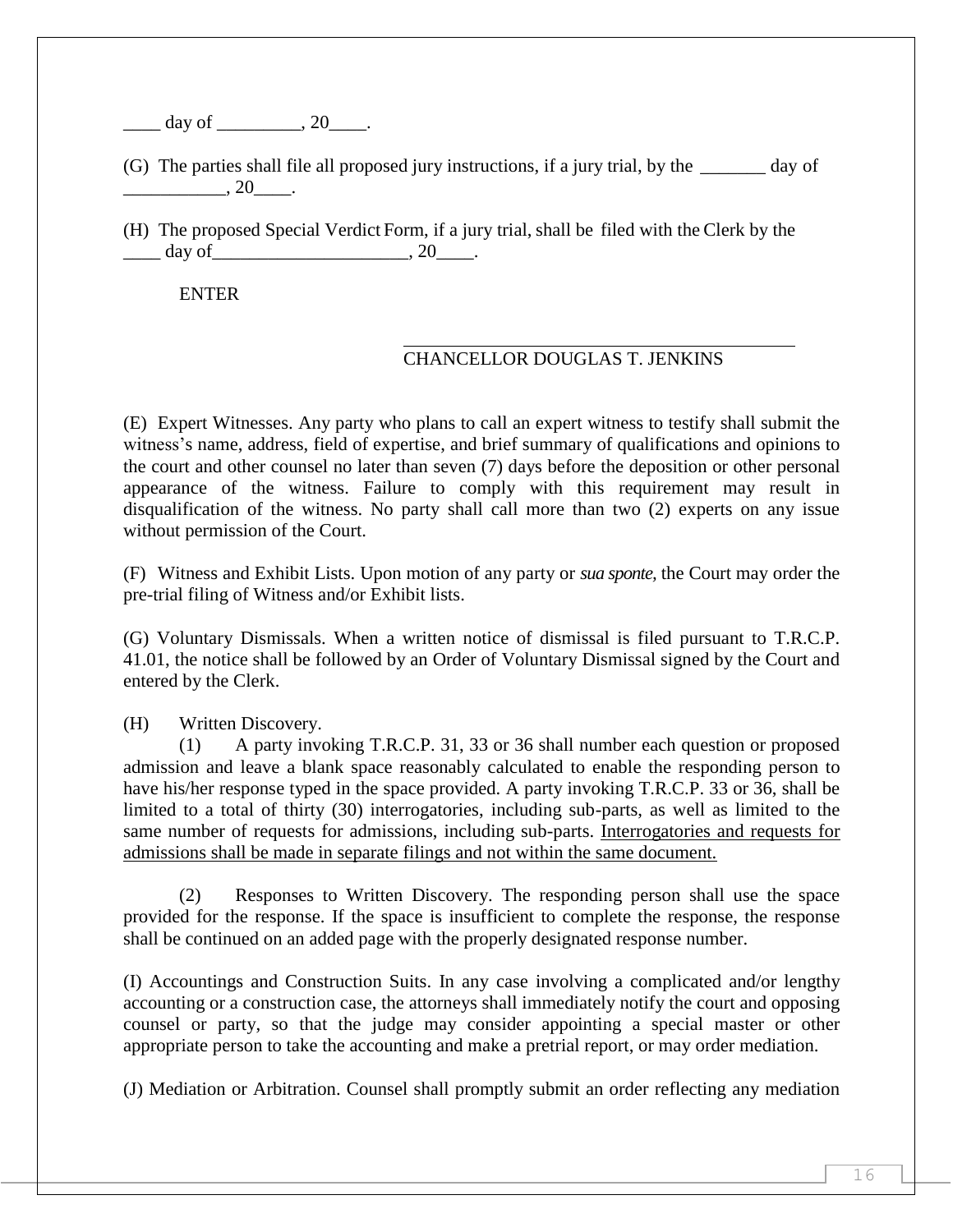____ day of _________, 20____.

(G) The parties shall file all proposed jury instructions, if a jury trial, by the _______ day of ___________, 20____.

(H) The proposed Special Verdict Form, if a jury trial, shall be filed with the Clerk by the ____ day of_____________________, 20____.

ENTER

___________________________________________
CHANCELLOR DOUGLAS T. JENKINS

(E) Expert Witnesses. Any party who plans to call an expert witness to testify shall submit the witness's name, address, field of expertise, and brief summary of qualifications and opinions to the court and other counsel no later than seven (7) days before the deposition or other personal appearance of the witness. Failure to comply with this requirement may result in disqualification of the witness. No party shall call more than two (2) experts on any issue without permission of the Court.

(F) Witness and Exhibit Lists. Upon motion of any party or *sua sponte,* the Court may order the pre-trial filing of Witness and/or Exhibit lists.

(G) Voluntary Dismissals. When a written notice of dismissal is filed pursuant to T.R.C.P. 41.01, the notice shall be followed by an Order of Voluntary Dismissal signed by the Court and entered by the Clerk.

(H) Written Discovery.

(1) A party invoking T.R.C.P. 31, 33 or 36 shall number each question or proposed admission and leave a blank space reasonably calculated to enable the responding person to have his/her response typed in the space provided. A party invoking T.R.C.P. 33 or 36, shall be limited to a total of thirty (30) interrogatories, including sub-parts, as well as limited to the same number of requests for admissions, including sub-parts. <u>Interrogatories and requests for admissions shall be made in separate filings and not within the same document.</u>

(2) Responses to Written Discovery. The responding person shall use the space provided for the response. If the space is insufficient to complete the response, the response shall be continued on an added page with the properly designated response number.

(I) Accountings and Construction Suits. In any case involving a complicated and/or lengthy accounting or a construction case, the attorneys shall immediately notify the court and opposing counsel or party, so that the judge may consider appointing a special master or other appropriate person to take the accounting and make a pretrial report, or may order mediation.

(J) Mediation or Arbitration. Counsel shall promptly submit an order reflecting any mediation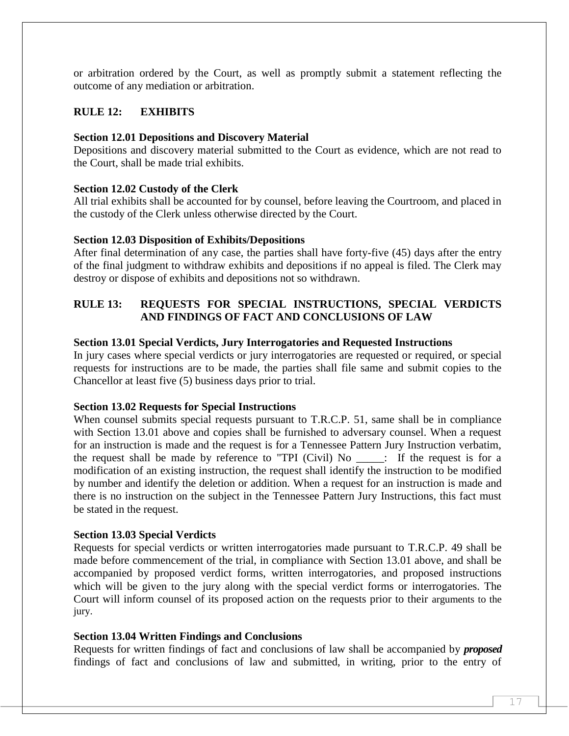or arbitration ordered by the Court, as well as promptly submit a statement reflecting the outcome of any mediation or arbitration.

## RULE 12: EXHIBITS

**Section 12.01 Depositions and Discovery Material**
Depositions and discovery material submitted to the Court as evidence, which are not read to the Court, shall be made trial exhibits.

**Section 12.02 Custody of the Clerk**
All trial exhibits shall be accounted for by counsel, before leaving the Courtroom, and placed in the custody of the Clerk unless otherwise directed by the Court.

**Section 12.03 Disposition of Exhibits/Depositions**
After final determination of any case, the parties shall have forty-five (45) days after the entry of the final judgment to withdraw exhibits and depositions if no appeal is filed. The Clerk may destroy or dispose of exhibits and depositions not so withdrawn.

## RULE 13: REQUESTS FOR SPECIAL INSTRUCTIONS, SPECIAL VERDICTS AND FINDINGS OF FACT AND CONCLUSIONS OF LAW

**Section 13.01 Special Verdicts, Jury Interrogatories and Requested Instructions**
In jury cases where special verdicts or jury interrogatories are requested or required, or special requests for instructions are to be made, the parties shall file same and submit copies to the Chancellor at least five (5) business days prior to trial.

**Section 13.02 Requests for Special Instructions**
When counsel submits special requests pursuant to T.R.C.P. 51, same shall be in compliance with Section 13.01 above and copies shall be furnished to adversary counsel. When a request for an instruction is made and the request is for a Tennessee Pattern Jury Instruction verbatim, the request shall be made by reference to "TPI (Civil) No _____: If the request is for a modification of an existing instruction, the request shall identify the instruction to be modified by number and identify the deletion or addition. When a request for an instruction is made and there is no instruction on the subject in the Tennessee Pattern Jury Instructions, this fact must be stated in the request.

**Section 13.03 Special Verdicts**
Requests for special verdicts or written interrogatories made pursuant to T.R.C.P. 49 shall be made before commencement of the trial, in compliance with Section 13.01 above, and shall be accompanied by proposed verdict forms, written interrogatories, and proposed instructions which will be given to the jury along with the special verdict forms or interrogatories. The Court will inform counsel of its proposed action on the requests prior to their arguments to the jury.

**Section 13.04 Written Findings and Conclusions**
Requests for written findings of fact and conclusions of law shall be accompanied by ***proposed*** findings of fact and conclusions of law and submitted, in writing, prior to the entry of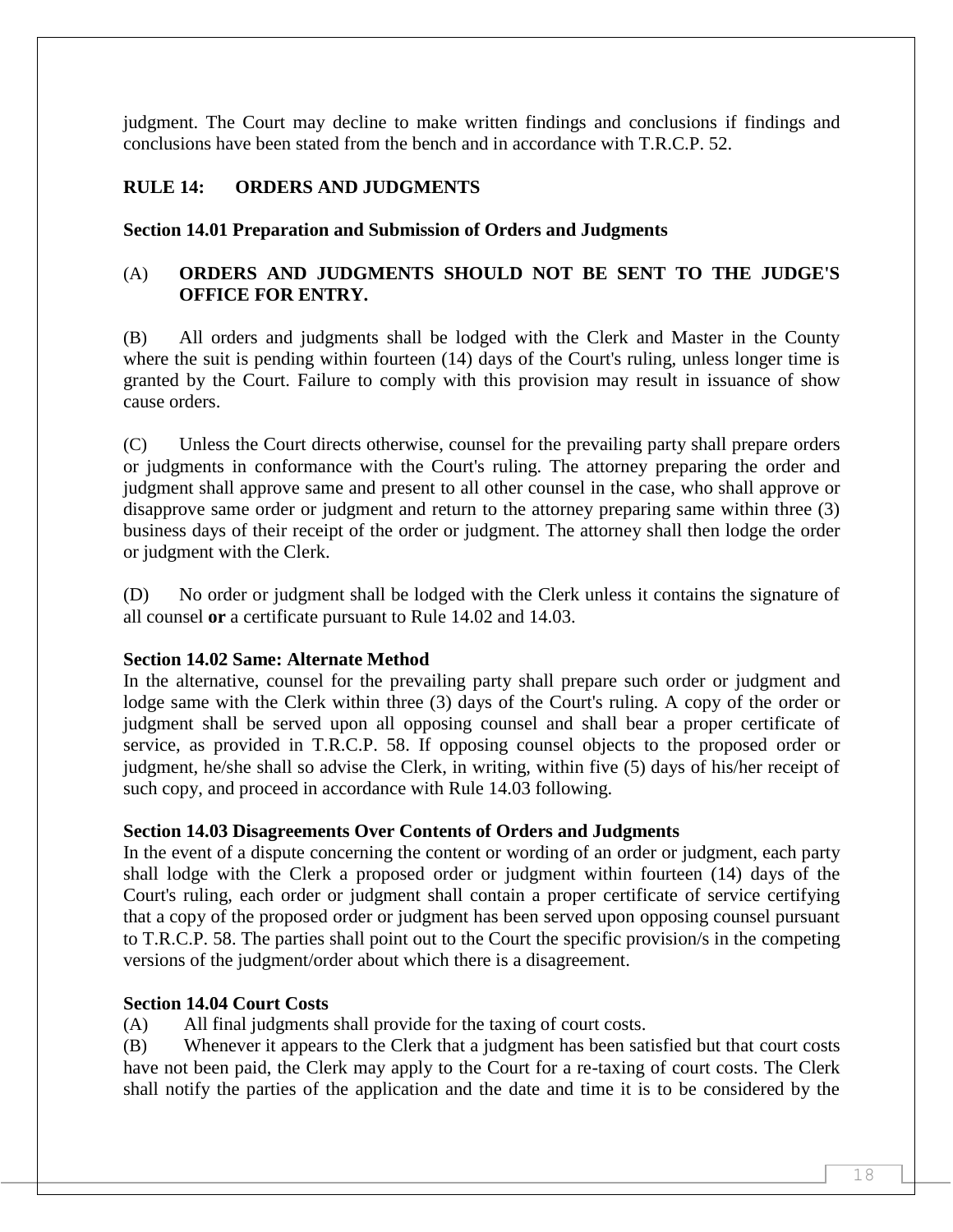judgment. The Court may decline to make written findings and conclusions if findings and conclusions have been stated from the bench and in accordance with T.R.C.P. 52.

## RULE 14: ORDERS AND JUDGMENTS

### Section 14.01 Preparation and Submission of Orders and Judgments

(A) **ORDERS AND JUDGMENTS SHOULD NOT BE SENT TO THE JUDGE'S OFFICE FOR ENTRY.**

(B) All orders and judgments shall be lodged with the Clerk and Master in the County where the suit is pending within fourteen (14) days of the Court's ruling, unless longer time is granted by the Court. Failure to comply with this provision may result in issuance of show cause orders.

(C) Unless the Court directs otherwise, counsel for the prevailing party shall prepare orders or judgments in conformance with the Court's ruling. The attorney preparing the order and judgment shall approve same and present to all other counsel in the case, who shall approve or disapprove same order or judgment and return to the attorney preparing same within three (3) business days of their receipt of the order or judgment. The attorney shall then lodge the order or judgment with the Clerk.

(D) No order or judgment shall be lodged with the Clerk unless it contains the signature of all counsel **or** a certificate pursuant to Rule 14.02 and 14.03.

### Section 14.02 Same: Alternate Method

In the alternative, counsel for the prevailing party shall prepare such order or judgment and lodge same with the Clerk within three (3) days of the Court's ruling. A copy of the order or judgment shall be served upon all opposing counsel and shall bear a proper certificate of service, as provided in T.R.C.P. 58. If opposing counsel objects to the proposed order or judgment, he/she shall so advise the Clerk, in writing, within five (5) days of his/her receipt of such copy, and proceed in accordance with Rule 14.03 following.

### Section 14.03 Disagreements Over Contents of Orders and Judgments

In the event of a dispute concerning the content or wording of an order or judgment, each party shall lodge with the Clerk a proposed order or judgment within fourteen (14) days of the Court's ruling, each order or judgment shall contain a proper certificate of service certifying that a copy of the proposed order or judgment has been served upon opposing counsel pursuant to T.R.C.P. 58. The parties shall point out to the Court the specific provision/s in the competing versions of the judgment/order about which there is a disagreement.

### Section 14.04 Court Costs

(A) All final judgments shall provide for the taxing of court costs.

(B) Whenever it appears to the Clerk that a judgment has been satisfied but that court costs have not been paid, the Clerk may apply to the Court for a re-taxing of court costs. The Clerk shall notify the parties of the application and the date and time it is to be considered by the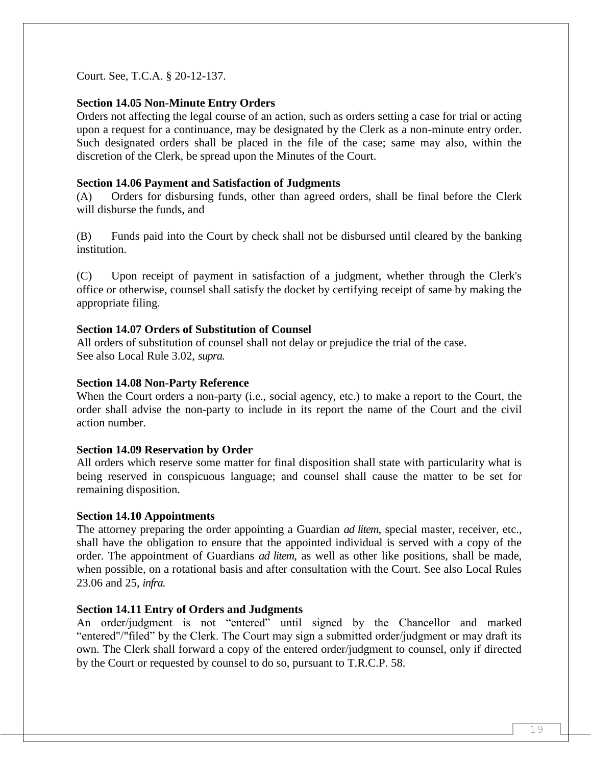Court. See, T.C.A. § 20-12-137.

**Section 14.05 Non-Minute Entry Orders**

Orders not affecting the legal course of an action, such as orders setting a case for trial or acting upon a request for a continuance, may be designated by the Clerk as a non-minute entry order. Such designated orders shall be placed in the file of the case; same may also, within the discretion of the Clerk, be spread upon the Minutes of the Court.

**Section 14.06 Payment and Satisfaction of Judgments**

(A) Orders for disbursing funds, other than agreed orders, shall be final before the Clerk will disburse the funds, and

(B) Funds paid into the Court by check shall not be disbursed until cleared by the banking institution.

(C) Upon receipt of payment in satisfaction of a judgment, whether through the Clerk's office or otherwise, counsel shall satisfy the docket by certifying receipt of same by making the appropriate filing.

**Section 14.07 Orders of Substitution of Counsel**

All orders of substitution of counsel shall not delay or prejudice the trial of the case.
See also Local Rule 3.02, *supra.*

**Section 14.08 Non-Party Reference**

When the Court orders a non-party (i.e., social agency, etc.) to make a report to the Court, the order shall advise the non-party to include in its report the name of the Court and the civil action number.

**Section 14.09 Reservation by Order**

All orders which reserve some matter for final disposition shall state with particularity what is being reserved in conspicuous language; and counsel shall cause the matter to be set for remaining disposition.

**Section 14.10 Appointments**

The attorney preparing the order appointing a Guardian *ad litem*, special master, receiver, etc., shall have the obligation to ensure that the appointed individual is served with a copy of the order. The appointment of Guardians *ad litem*, as well as other like positions, shall be made, when possible, on a rotational basis and after consultation with the Court. See also Local Rules 23.06 and 25, *infra.*

**Section 14.11 Entry of Orders and Judgments**

An order/judgment is not "entered" until signed by the Chancellor and marked "entered"/"filed" by the Clerk. The Court may sign a submitted order/judgment or may draft its own. The Clerk shall forward a copy of the entered order/judgment to counsel, only if directed by the Court or requested by counsel to do so, pursuant to T.R.C.P. 58.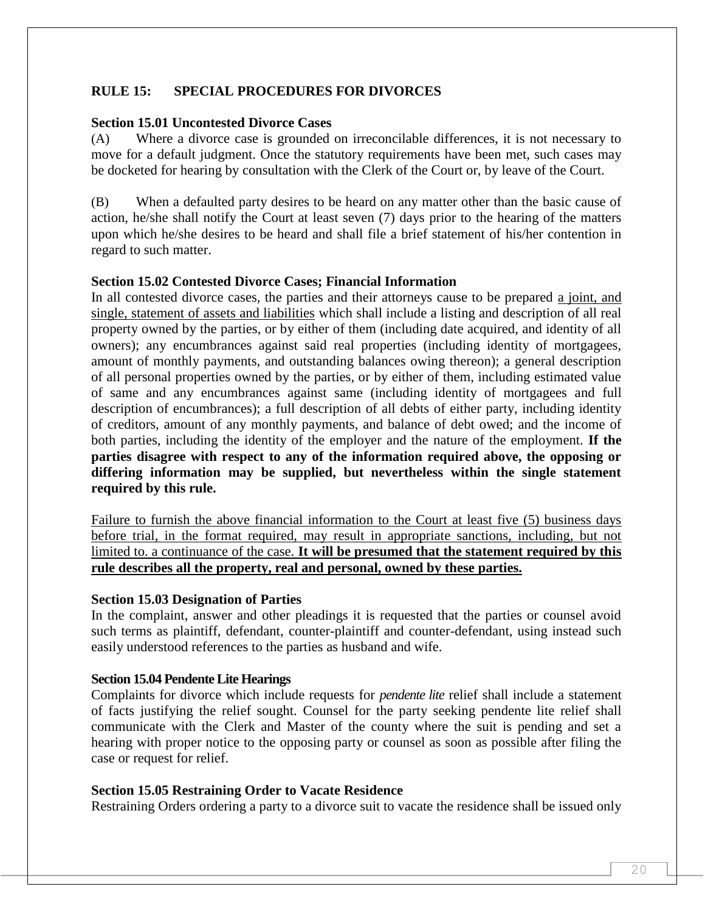## RULE 15: SPECIAL PROCEDURES FOR DIVORCES

### Section 15.01 Uncontested Divorce Cases

(A) Where a divorce case is grounded on irreconcilable differences, it is not necessary to move for a default judgment. Once the statutory requirements have been met, such cases may be docketed for hearing by consultation with the Clerk of the Court or, by leave of the Court.

(B) When a defaulted party desires to be heard on any matter other than the basic cause of action, he/she shall notify the Court at least seven (7) days prior to the hearing of the matters upon which he/she desires to be heard and shall file a brief statement of his/her contention in regard to such matter.

### Section 15.02 Contested Divorce Cases; Financial Information

In all contested divorce cases, the parties and their attorneys cause to be prepared <u>a joint, and single, statement of assets and liabilities</u> which shall include a listing and description of all real property owned by the parties, or by either of them (including date acquired, and identity of all owners); any encumbrances against said real properties (including identity of mortgagees, amount of monthly payments, and outstanding balances owing thereon); a general description of all personal properties owned by the parties, or by either of them, including estimated value of same and any encumbrances against same (including identity of mortgagees and full description of encumbrances); a full description of all debts of either party, including identity of creditors, amount of any monthly payments, and balance of debt owed; and the income of both parties, including the identity of the employer and the nature of the employment. **If the parties disagree with respect to any of the information required above, the opposing or differing information may be supplied, but nevertheless within the single statement required by this rule.**

<u>Failure to furnish the above financial information to the Court at least five (5) business days before trial, in the format required, may result in appropriate sanctions, including, but not limited to. a continuance of the case.</u> <u>**It will be presumed that the statement required by this rule describes all the property, real and personal, owned by these parties.**</u>

### Section 15.03 Designation of Parties

In the complaint, answer and other pleadings it is requested that the parties or counsel avoid such terms as plaintiff, defendant, counter-plaintiff and counter-defendant, using instead such easily understood references to the parties as husband and wife.

### Section 15.04 Pendente Lite Hearings

Complaints for divorce which include requests for *pendente lite* relief shall include a statement of facts justifying the relief sought. Counsel for the party seeking pendente lite relief shall communicate with the Clerk and Master of the county where the suit is pending and set a hearing with proper notice to the opposing party or counsel as soon as possible after filing the case or request for relief.

### Section 15.05 Restraining Order to Vacate Residence

Restraining Orders ordering a party to a divorce suit to vacate the residence shall be issued only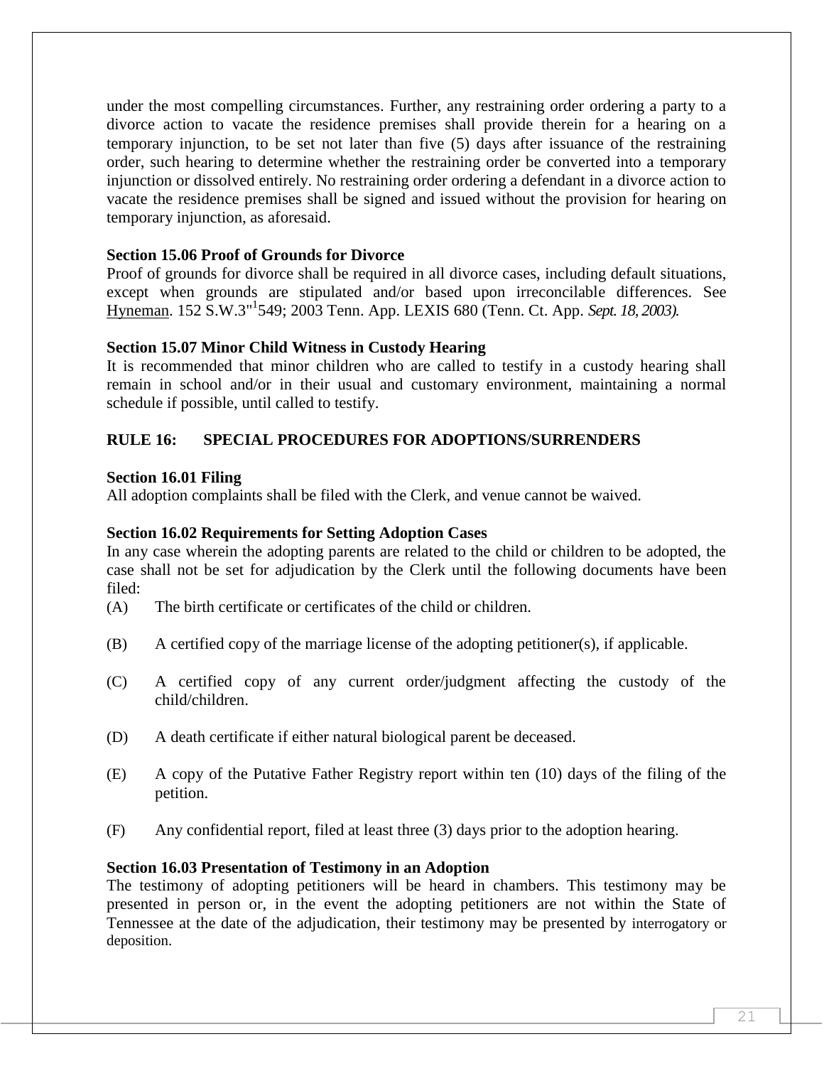under the most compelling circumstances. Further, any restraining order ordering a party to a divorce action to vacate the residence premises shall provide therein for a hearing on a temporary injunction, to be set not later than five (5) days after issuance of the restraining order, such hearing to determine whether the restraining order be converted into a temporary injunction or dissolved entirely. No restraining order ordering a defendant in a divorce action to vacate the residence premises shall be signed and issued without the provision for hearing on temporary injunction, as aforesaid.

**Section 15.06 Proof of Grounds for Divorce**

Proof of grounds for divorce shall be required in all divorce cases, including default situations, except when grounds are stipulated and/or based upon irreconcilable differences. See Hyneman. 152 S.W.3"[1]549; 2003 Tenn. App. LEXIS 680 (Tenn. Ct. App. *Sept. 18, 2003).*

**Section 15.07 Minor Child Witness in Custody Hearing**

It is recommended that minor children who are called to testify in a custody hearing shall remain in school and/or in their usual and customary environment, maintaining a normal schedule if possible, until called to testify.

## RULE 16: SPECIAL PROCEDURES FOR ADOPTIONS/SURRENDERS

**Section 16.01 Filing**

All adoption complaints shall be filed with the Clerk, and venue cannot be waived.

**Section 16.02 Requirements for Setting Adoption Cases**

In any case wherein the adopting parents are related to the child or children to be adopted, the case shall not be set for adjudication by the Clerk until the following documents have been filed:

(A) The birth certificate or certificates of the child or children.

(B) A certified copy of the marriage license of the adopting petitioner(s), if applicable.

(C) A certified copy of any current order/judgment affecting the custody of the child/children.

(D) A death certificate if either natural biological parent be deceased.

(E) A copy of the Putative Father Registry report within ten (10) days of the filing of the petition.

(F) Any confidential report, filed at least three (3) days prior to the adoption hearing.

**Section 16.03 Presentation of Testimony in an Adoption**

The testimony of adopting petitioners will be heard in chambers. This testimony may be presented in person or, in the event the adopting petitioners are not within the State of Tennessee at the date of the adjudication, their testimony may be presented by interrogatory or deposition.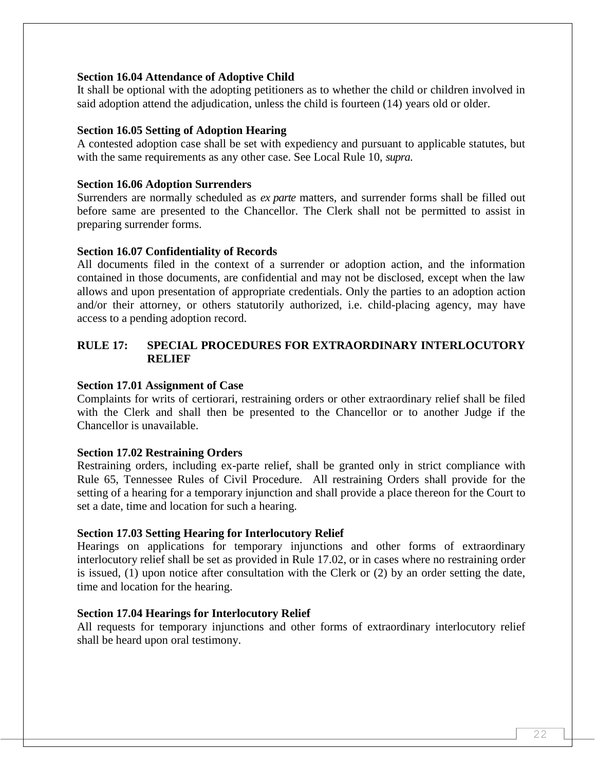**Section 16.04 Attendance of Adoptive Child**
It shall be optional with the adopting petitioners as to whether the child or children involved in said adoption attend the adjudication, unless the child is fourteen (14) years old or older.

**Section 16.05 Setting of Adoption Hearing**
A contested adoption case shall be set with expediency and pursuant to applicable statutes, but with the same requirements as any other case. See Local Rule 10, *supra.*

**Section 16.06 Adoption Surrenders**
Surrenders are normally scheduled as *ex parte* matters, and surrender forms shall be filled out before same are presented to the Chancellor. The Clerk shall not be permitted to assist in preparing surrender forms.

**Section 16.07 Confidentiality of Records**
All documents filed in the context of a surrender or adoption action, and the information contained in those documents, are confidential and may not be disclosed, except when the law allows and upon presentation of appropriate credentials. Only the parties to an adoption action and/or their attorney, or others statutorily authorized, i.e. child-placing agency, may have access to a pending adoption record.

## RULE 17: SPECIAL PROCEDURES FOR EXTRAORDINARY INTERLOCUTORY RELIEF

**Section 17.01 Assignment of Case**
Complaints for writs of certiorari, restraining orders or other extraordinary relief shall be filed with the Clerk and shall then be presented to the Chancellor or to another Judge if the Chancellor is unavailable.

**Section 17.02 Restraining Orders**
Restraining orders, including ex-parte relief, shall be granted only in strict compliance with Rule 65, Tennessee Rules of Civil Procedure. All restraining Orders shall provide for the setting of a hearing for a temporary injunction and shall provide a place thereon for the Court to set a date, time and location for such a hearing.

**Section 17.03 Setting Hearing for Interlocutory Relief**
Hearings on applications for temporary injunctions and other forms of extraordinary interlocutory relief shall be set as provided in Rule 17.02, or in cases where no restraining order is issued, (1) upon notice after consultation with the Clerk or (2) by an order setting the date, time and location for the hearing.

**Section 17.04 Hearings for Interlocutory Relief**
All requests for temporary injunctions and other forms of extraordinary interlocutory relief shall be heard upon oral testimony.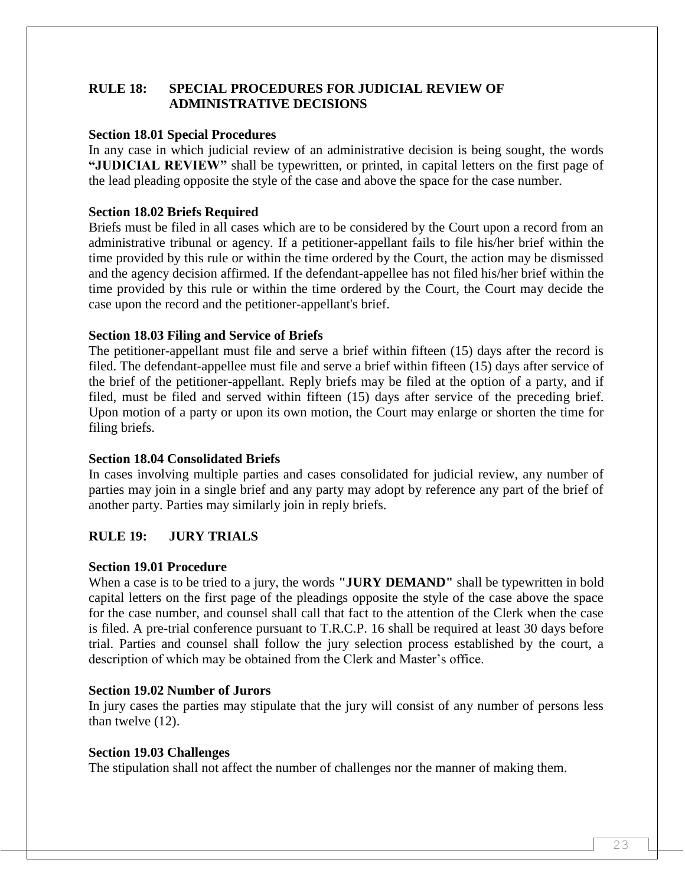## RULE 18: SPECIAL PROCEDURES FOR JUDICIAL REVIEW OF ADMINISTRATIVE DECISIONS

### Section 18.01 Special Procedures

In any case in which judicial review of an administrative decision is being sought, the words **"JUDICIAL REVIEW"** shall be typewritten, or printed, in capital letters on the first page of the lead pleading opposite the style of the case and above the space for the case number.

### Section 18.02 Briefs Required

Briefs must be filed in all cases which are to be considered by the Court upon a record from an administrative tribunal or agency. If a petitioner-appellant fails to file his/her brief within the time provided by this rule or within the time ordered by the Court, the action may be dismissed and the agency decision affirmed. If the defendant-appellee has not filed his/her brief within the time provided by this rule or within the time ordered by the Court, the Court may decide the case upon the record and the petitioner-appellant's brief.

### Section 18.03 Filing and Service of Briefs

The petitioner-appellant must file and serve a brief within fifteen (15) days after the record is filed. The defendant-appellee must file and serve a brief within fifteen (15) days after service of the brief of the petitioner-appellant. Reply briefs may be filed at the option of a party, and if filed, must be filed and served within fifteen (15) days after service of the preceding brief. Upon motion of a party or upon its own motion, the Court may enlarge or shorten the time for filing briefs.

### Section 18.04 Consolidated Briefs

In cases involving multiple parties and cases consolidated for judicial review, any number of parties may join in a single brief and any party may adopt by reference any part of the brief of another party. Parties may similarly join in reply briefs.

## RULE 19: JURY TRIALS

### Section 19.01 Procedure

When a case is to be tried to a jury, the words **"JURY DEMAND"** shall be typewritten in bold capital letters on the first page of the pleadings opposite the style of the case above the space for the case number, and counsel shall call that fact to the attention of the Clerk when the case is filed. A pre-trial conference pursuant to T.R.C.P. 16 shall be required at least 30 days before trial. Parties and counsel shall follow the jury selection process established by the court, a description of which may be obtained from the Clerk and Master's office.

### Section 19.02 Number of Jurors

In jury cases the parties may stipulate that the jury will consist of any number of persons less than twelve (12).

### Section 19.03 Challenges

The stipulation shall not affect the number of challenges nor the manner of making them.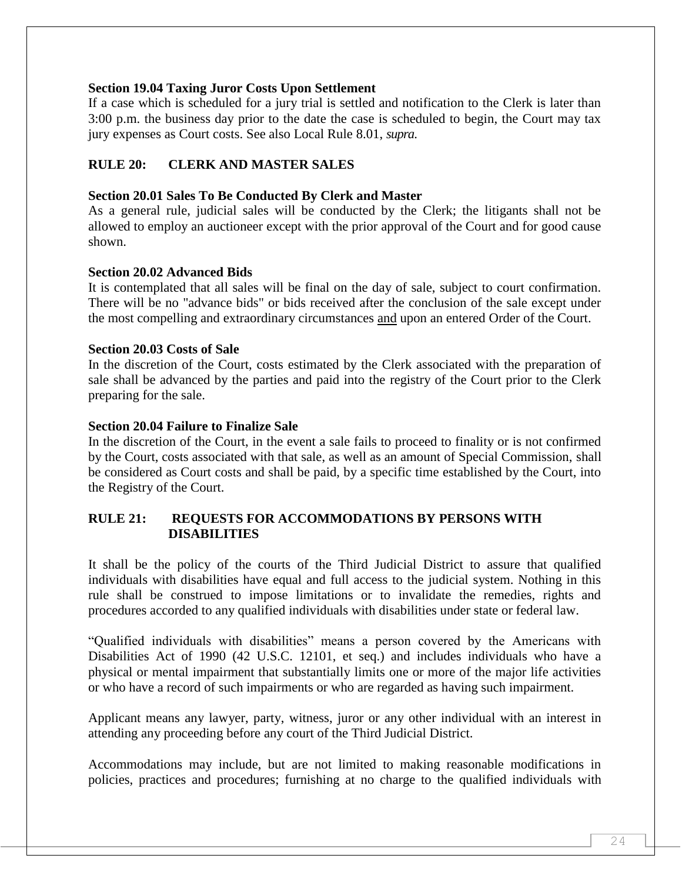**Section 19.04 Taxing Juror Costs Upon Settlement**

If a case which is scheduled for a jury trial is settled and notification to the Clerk is later than 3:00 p.m. the business day prior to the date the case is scheduled to begin, the Court may tax jury expenses as Court costs. See also Local Rule 8.01, *supra.*

## RULE 20: CLERK AND MASTER SALES

**Section 20.01 Sales To Be Conducted By Clerk and Master**

As a general rule, judicial sales will be conducted by the Clerk; the litigants shall not be allowed to employ an auctioneer except with the prior approval of the Court and for good cause shown.

**Section 20.02 Advanced Bids**

It is contemplated that all sales will be final on the day of sale, subject to court confirmation. There will be no "advance bids" or bids received after the conclusion of the sale except under the most compelling and extraordinary circumstances <u>and</u> upon an entered Order of the Court.

**Section 20.03 Costs of Sale**

In the discretion of the Court, costs estimated by the Clerk associated with the preparation of sale shall be advanced by the parties and paid into the registry of the Court prior to the Clerk preparing for the sale.

**Section 20.04 Failure to Finalize Sale**

In the discretion of the Court, in the event a sale fails to proceed to finality or is not confirmed by the Court, costs associated with that sale, as well as an amount of Special Commission, shall be considered as Court costs and shall be paid, by a specific time established by the Court, into the Registry of the Court.

## RULE 21: REQUESTS FOR ACCOMMODATIONS BY PERSONS WITH DISABILITIES

It shall be the policy of the courts of the Third Judicial District to assure that qualified individuals with disabilities have equal and full access to the judicial system. Nothing in this rule shall be construed to impose limitations or to invalidate the remedies, rights and procedures accorded to any qualified individuals with disabilities under state or federal law.

"Qualified individuals with disabilities" means a person covered by the Americans with Disabilities Act of 1990 (42 U.S.C. 12101, et seq.) and includes individuals who have a physical or mental impairment that substantially limits one or more of the major life activities or who have a record of such impairments or who are regarded as having such impairment.

Applicant means any lawyer, party, witness, juror or any other individual with an interest in attending any proceeding before any court of the Third Judicial District.

Accommodations may include, but are not limited to making reasonable modifications in policies, practices and procedures; furnishing at no charge to the qualified individuals with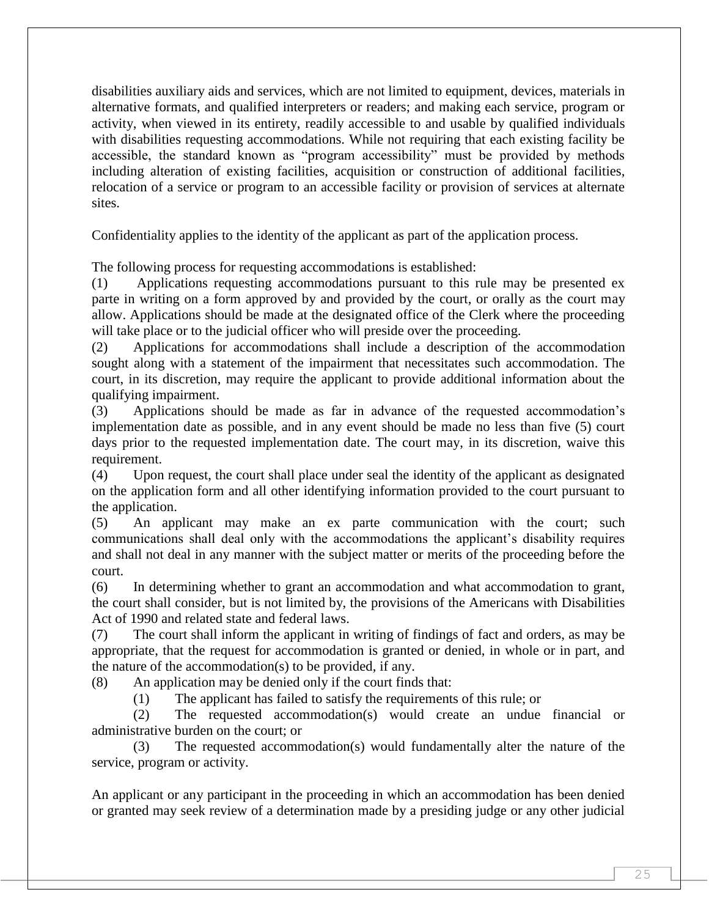disabilities auxiliary aids and services, which are not limited to equipment, devices, materials in alternative formats, and qualified interpreters or readers; and making each service, program or activity, when viewed in its entirety, readily accessible to and usable by qualified individuals with disabilities requesting accommodations. While not requiring that each existing facility be accessible, the standard known as "program accessibility" must be provided by methods including alteration of existing facilities, acquisition or construction of additional facilities, relocation of a service or program to an accessible facility or provision of services at alternate sites.

Confidentiality applies to the identity of the applicant as part of the application process.

The following process for requesting accommodations is established:

(1) Applications requesting accommodations pursuant to this rule may be presented ex parte in writing on a form approved by and provided by the court, or orally as the court may allow. Applications should be made at the designated office of the Clerk where the proceeding will take place or to the judicial officer who will preside over the proceeding.

(2) Applications for accommodations shall include a description of the accommodation sought along with a statement of the impairment that necessitates such accommodation. The court, in its discretion, may require the applicant to provide additional information about the qualifying impairment.

(3) Applications should be made as far in advance of the requested accommodation's implementation date as possible, and in any event should be made no less than five (5) court days prior to the requested implementation date. The court may, in its discretion, waive this requirement.

(4) Upon request, the court shall place under seal the identity of the applicant as designated on the application form and all other identifying information provided to the court pursuant to the application.

(5) An applicant may make an ex parte communication with the court; such communications shall deal only with the accommodations the applicant's disability requires and shall not deal in any manner with the subject matter or merits of the proceeding before the court.

(6) In determining whether to grant an accommodation and what accommodation to grant, the court shall consider, but is not limited by, the provisions of the Americans with Disabilities Act of 1990 and related state and federal laws.

(7) The court shall inform the applicant in writing of findings of fact and orders, as may be appropriate, that the request for accommodation is granted or denied, in whole or in part, and the nature of the accommodation(s) to be provided, if any.

(8) An application may be denied only if the court finds that:

  (1) The applicant has failed to satisfy the requirements of this rule; or

  (2) The requested accommodation(s) would create an undue financial or administrative burden on the court; or

  (3) The requested accommodation(s) would fundamentally alter the nature of the service, program or activity.

An applicant or any participant in the proceeding in which an accommodation has been denied or granted may seek review of a determination made by a presiding judge or any other judicial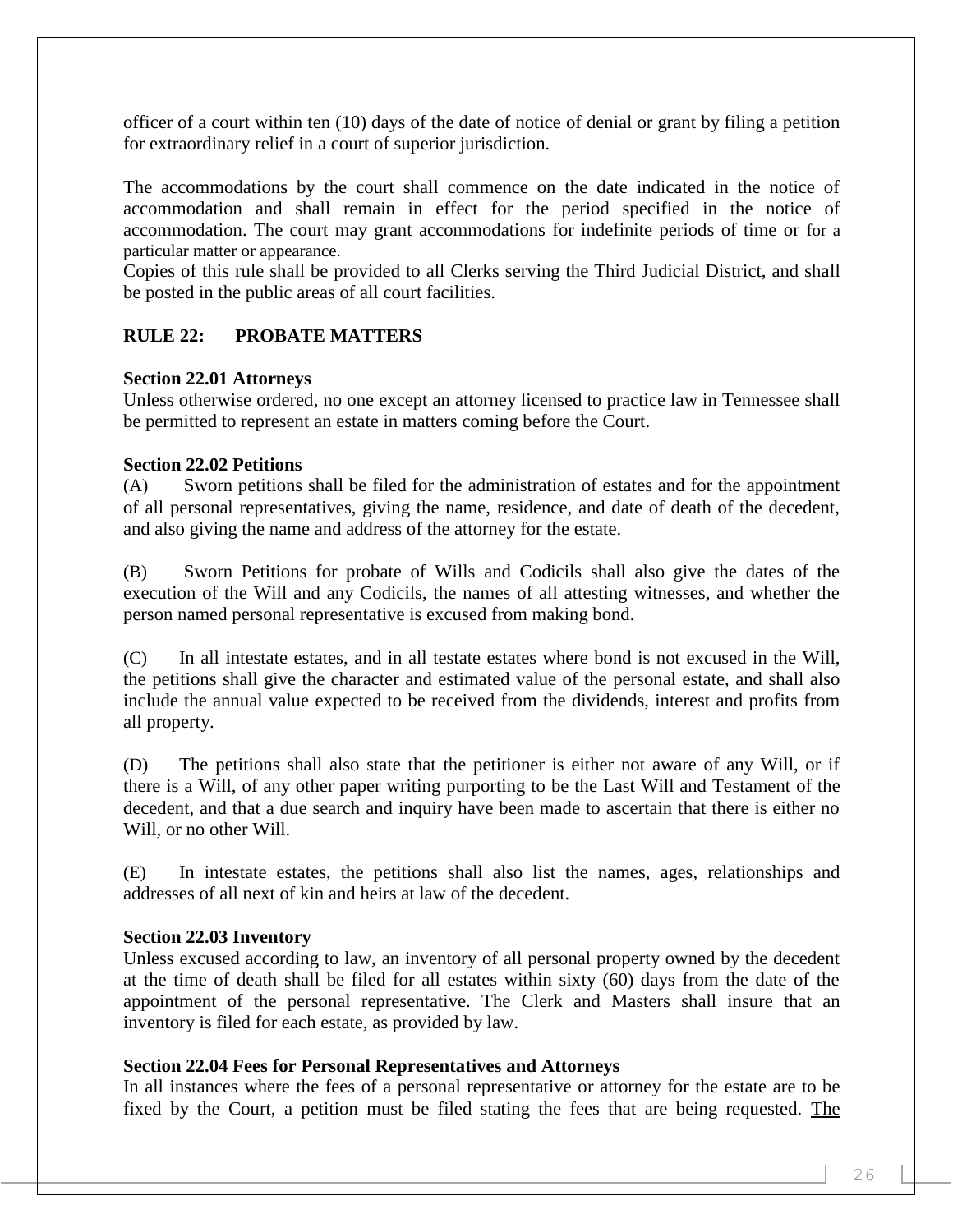officer of a court within ten (10) days of the date of notice of denial or grant by filing a petition for extraordinary relief in a court of superior jurisdiction.

The accommodations by the court shall commence on the date indicated in the notice of accommodation and shall remain in effect for the period specified in the notice of accommodation. The court may grant accommodations for indefinite periods of time or for a particular matter or appearance.
Copies of this rule shall be provided to all Clerks serving the Third Judicial District, and shall be posted in the public areas of all court facilities.

## RULE 22: PROBATE MATTERS

**Section 22.01 Attorneys**
Unless otherwise ordered, no one except an attorney licensed to practice law in Tennessee shall be permitted to represent an estate in matters coming before the Court.

**Section 22.02 Petitions**
(A) Sworn petitions shall be filed for the administration of estates and for the appointment of all personal representatives, giving the name, residence, and date of death of the decedent, and also giving the name and address of the attorney for the estate.

(B) Sworn Petitions for probate of Wills and Codicils shall also give the dates of the execution of the Will and any Codicils, the names of all attesting witnesses, and whether the person named personal representative is excused from making bond.

(C) In all intestate estates, and in all testate estates where bond is not excused in the Will, the petitions shall give the character and estimated value of the personal estate, and shall also include the annual value expected to be received from the dividends, interest and profits from all property.

(D) The petitions shall also state that the petitioner is either not aware of any Will, or if there is a Will, of any other paper writing purporting to be the Last Will and Testament of the decedent, and that a due search and inquiry have been made to ascertain that there is either no Will, or no other Will.

(E) In intestate estates, the petitions shall also list the names, ages, relationships and addresses of all next of kin and heirs at law of the decedent.

**Section 22.03 Inventory**
Unless excused according to law, an inventory of all personal property owned by the decedent at the time of death shall be filed for all estates within sixty (60) days from the date of the appointment of the personal representative. The Clerk and Masters shall insure that an inventory is filed for each estate, as provided by law.

**Section 22.04 Fees for Personal Representatives and Attorneys**
In all instances where the fees of a personal representative or attorney for the estate are to be fixed by the Court, a petition must be filed stating the fees that are being requested. The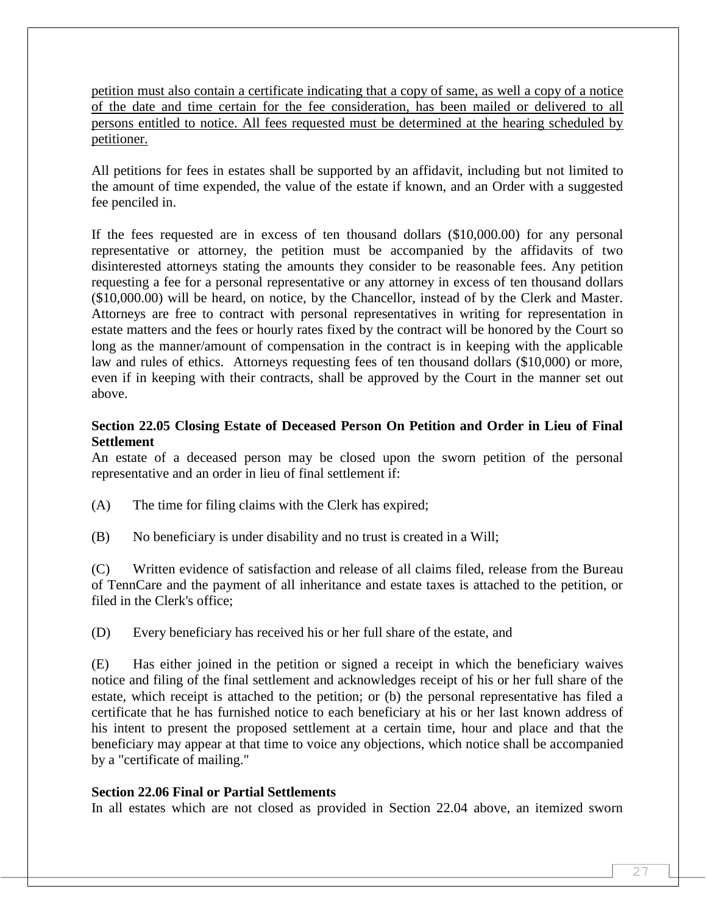<u>petition must also contain a certificate indicating that a copy of same, as well a copy of a notice of the date and time certain for the fee consideration, has been mailed or delivered to all persons entitled to notice. All fees requested must be determined at the hearing scheduled by petitioner.</u>

All petitions for fees in estates shall be supported by an affidavit, including but not limited to the amount of time expended, the value of the estate if known, and an Order with a suggested fee penciled in.

If the fees requested are in excess of ten thousand dollars ($10,000.00) for any personal representative or attorney, the petition must be accompanied by the affidavits of two disinterested attorneys stating the amounts they consider to be reasonable fees. Any petition requesting a fee for a personal representative or any attorney in excess of ten thousand dollars ($10,000.00) will be heard, on notice, by the Chancellor, instead of by the Clerk and Master. Attorneys are free to contract with personal representatives in writing for representation in estate matters and the fees or hourly rates fixed by the contract will be honored by the Court so long as the manner/amount of compensation in the contract is in keeping with the applicable law and rules of ethics. Attorneys requesting fees of ten thousand dollars ($10,000) or more, even if in keeping with their contracts, shall be approved by the Court in the manner set out above.

**Section 22.05 Closing Estate of Deceased Person On Petition and Order in Lieu of Final Settlement**

An estate of a deceased person may be closed upon the sworn petition of the personal representative and an order in lieu of final settlement if:

(A) The time for filing claims with the Clerk has expired;

(B) No beneficiary is under disability and no trust is created in a Will;

(C) Written evidence of satisfaction and release of all claims filed, release from the Bureau of TennCare and the payment of all inheritance and estate taxes is attached to the petition, or filed in the Clerk's office;

(D) Every beneficiary has received his or her full share of the estate, and

(E) Has either joined in the petition or signed a receipt in which the beneficiary waives notice and filing of the final settlement and acknowledges receipt of his or her full share of the estate, which receipt is attached to the petition; or (b) the personal representative has filed a certificate that he has furnished notice to each beneficiary at his or her last known address of his intent to present the proposed settlement at a certain time, hour and place and that the beneficiary may appear at that time to voice any objections, which notice shall be accompanied by a "certificate of mailing."

**Section 22.06 Final or Partial Settlements**

In all estates which are not closed as provided in Section 22.04 above, an itemized sworn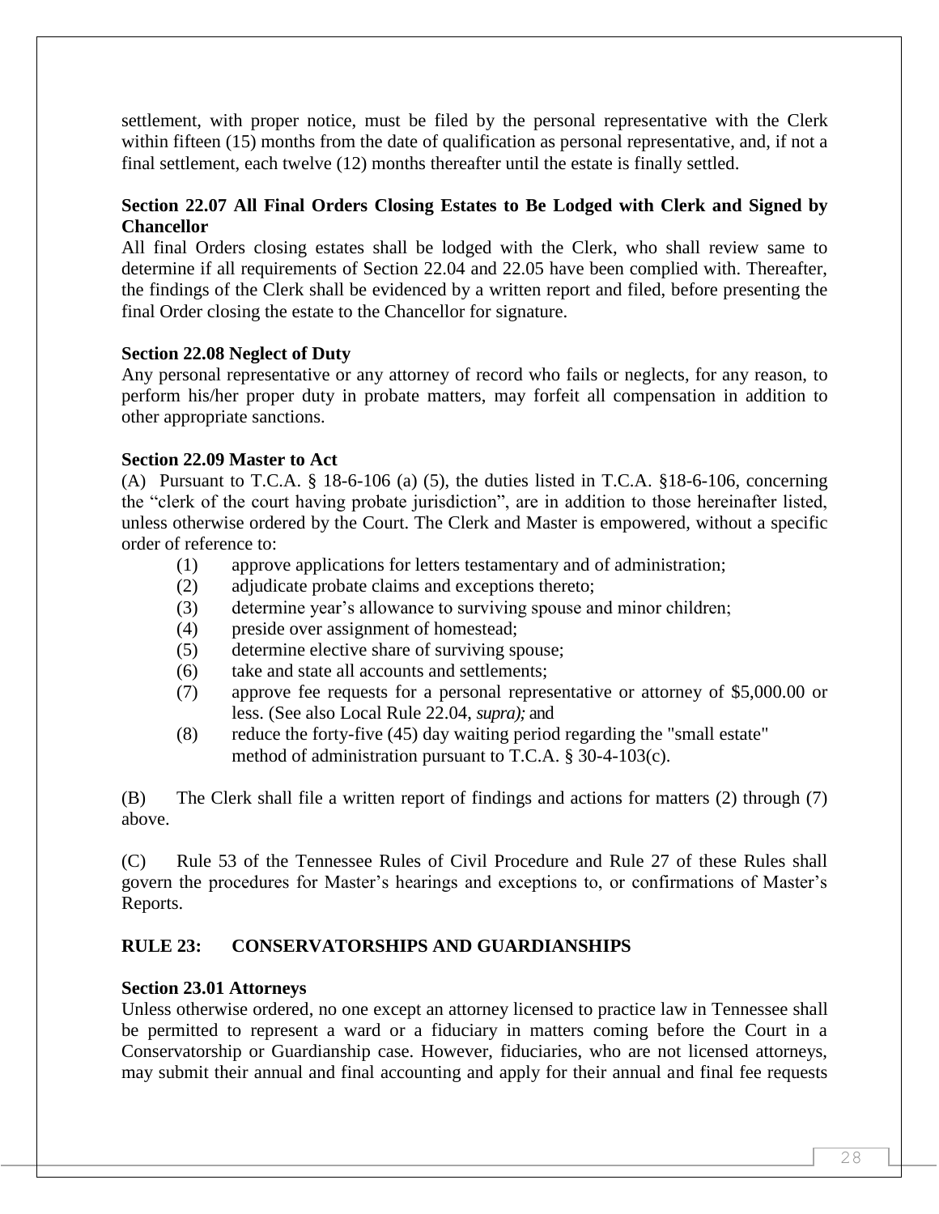settlement, with proper notice, must be filed by the personal representative with the Clerk within fifteen (15) months from the date of qualification as personal representative, and, if not a final settlement, each twelve (12) months thereafter until the estate is finally settled.

**Section 22.07 All Final Orders Closing Estates to Be Lodged with Clerk and Signed by Chancellor**

All final Orders closing estates shall be lodged with the Clerk, who shall review same to determine if all requirements of Section 22.04 and 22.05 have been complied with. Thereafter, the findings of the Clerk shall be evidenced by a written report and filed, before presenting the final Order closing the estate to the Chancellor for signature.

**Section 22.08 Neglect of Duty**

Any personal representative or any attorney of record who fails or neglects, for any reason, to perform his/her proper duty in probate matters, may forfeit all compensation in addition to other appropriate sanctions.

**Section 22.09 Master to Act**

(A) Pursuant to T.C.A. § 18-6-106 (a) (5), the duties listed in T.C.A. §18-6-106, concerning the "clerk of the court having probate jurisdiction", are in addition to those hereinafter listed, unless otherwise ordered by the Court. The Clerk and Master is empowered, without a specific order of reference to:

(1) approve applications for letters testamentary and of administration;
(2) adjudicate probate claims and exceptions thereto;
(3) determine year's allowance to surviving spouse and minor children;
(4) preside over assignment of homestead;
(5) determine elective share of surviving spouse;
(6) take and state all accounts and settlements;
(7) approve fee requests for a personal representative or attorney of $5,000.00 or less. (See also Local Rule 22.04, *supra);* and
(8) reduce the forty-five (45) day waiting period regarding the "small estate" method of administration pursuant to T.C.A. § 30-4-103(c).

(B) The Clerk shall file a written report of findings and actions for matters (2) through (7) above.

(C) Rule 53 of the Tennessee Rules of Civil Procedure and Rule 27 of these Rules shall govern the procedures for Master's hearings and exceptions to, or confirmations of Master's Reports.

## RULE 23: CONSERVATORSHIPS AND GUARDIANSHIPS

**Section 23.01 Attorneys**

Unless otherwise ordered, no one except an attorney licensed to practice law in Tennessee shall be permitted to represent a ward or a fiduciary in matters coming before the Court in a Conservatorship or Guardianship case. However, fiduciaries, who are not licensed attorneys, may submit their annual and final accounting and apply for their annual and final fee requests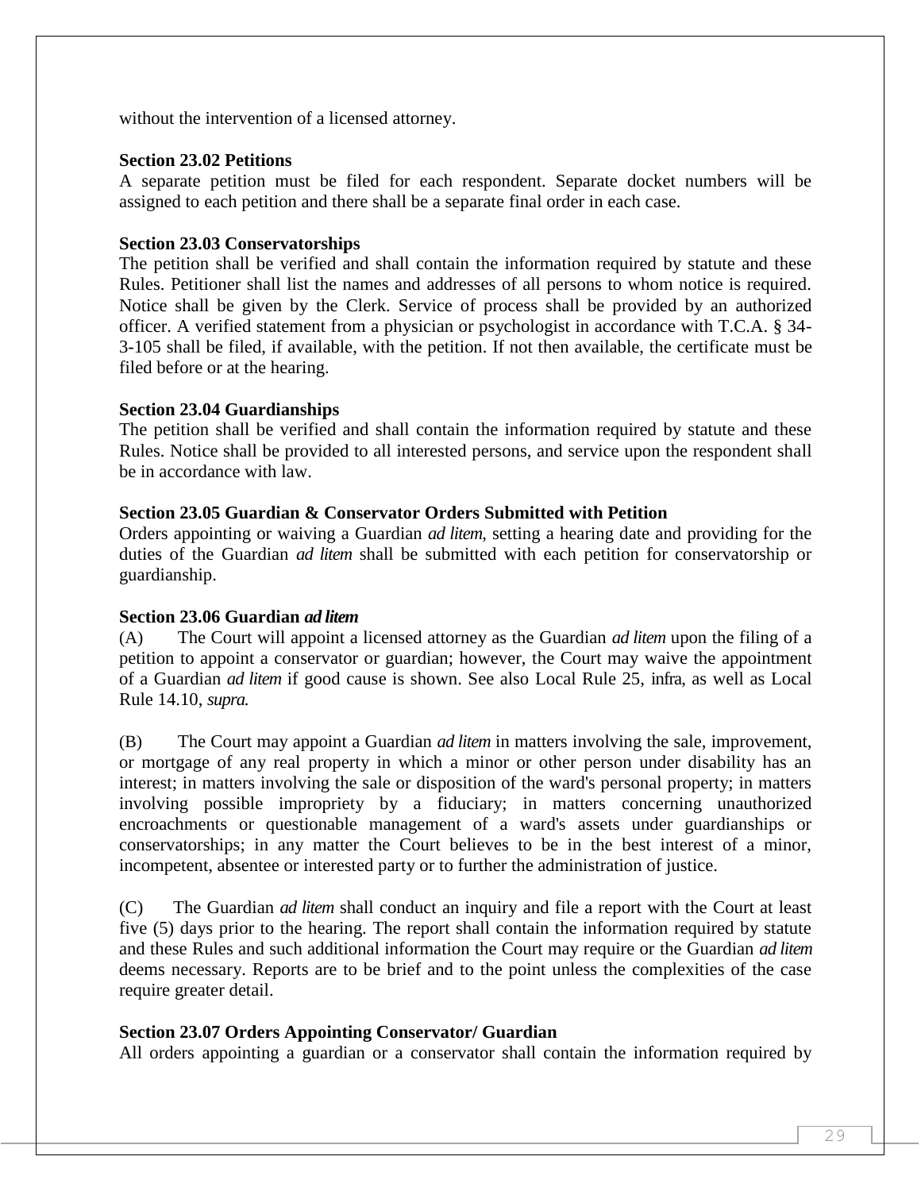without the intervention of a licensed attorney.

**Section 23.02 Petitions**

A separate petition must be filed for each respondent. Separate docket numbers will be assigned to each petition and there shall be a separate final order in each case.

**Section 23.03 Conservatorships**

The petition shall be verified and shall contain the information required by statute and these Rules. Petitioner shall list the names and addresses of all persons to whom notice is required. Notice shall be given by the Clerk. Service of process shall be provided by an authorized officer. A verified statement from a physician or psychologist in accordance with T.C.A. § 34-3-105 shall be filed, if available, with the petition. If not then available, the certificate must be filed before or at the hearing.

**Section 23.04 Guardianships**

The petition shall be verified and shall contain the information required by statute and these Rules. Notice shall be provided to all interested persons, and service upon the respondent shall be in accordance with law.

**Section 23.05 Guardian & Conservator Orders Submitted with Petition**

Orders appointing or waiving a Guardian *ad litem*, setting a hearing date and providing for the duties of the Guardian *ad litem* shall be submitted with each petition for conservatorship or guardianship.

**Section 23.06 Guardian *ad litem***

(A) The Court will appoint a licensed attorney as the Guardian *ad litem* upon the filing of a petition to appoint a conservator or guardian; however, the Court may waive the appointment of a Guardian *ad litem* if good cause is shown. See also Local Rule 25, *infra*, as well as Local Rule 14.10, *supra*.

(B) The Court may appoint a Guardian *ad litem* in matters involving the sale, improvement, or mortgage of any real property in which a minor or other person under disability has an interest; in matters involving the sale or disposition of the ward's personal property; in matters involving possible impropriety by a fiduciary; in matters concerning unauthorized encroachments or questionable management of a ward's assets under guardianships or conservatorships; in any matter the Court believes to be in the best interest of a minor, incompetent, absentee or interested party or to further the administration of justice.

(C) The Guardian *ad litem* shall conduct an inquiry and file a report with the Court at least five (5) days prior to the hearing. The report shall contain the information required by statute and these Rules and such additional information the Court may require or the Guardian *ad litem* deems necessary. Reports are to be brief and to the point unless the complexities of the case require greater detail.

**Section 23.07 Orders Appointing Conservator/ Guardian**

All orders appointing a guardian or a conservator shall contain the information required by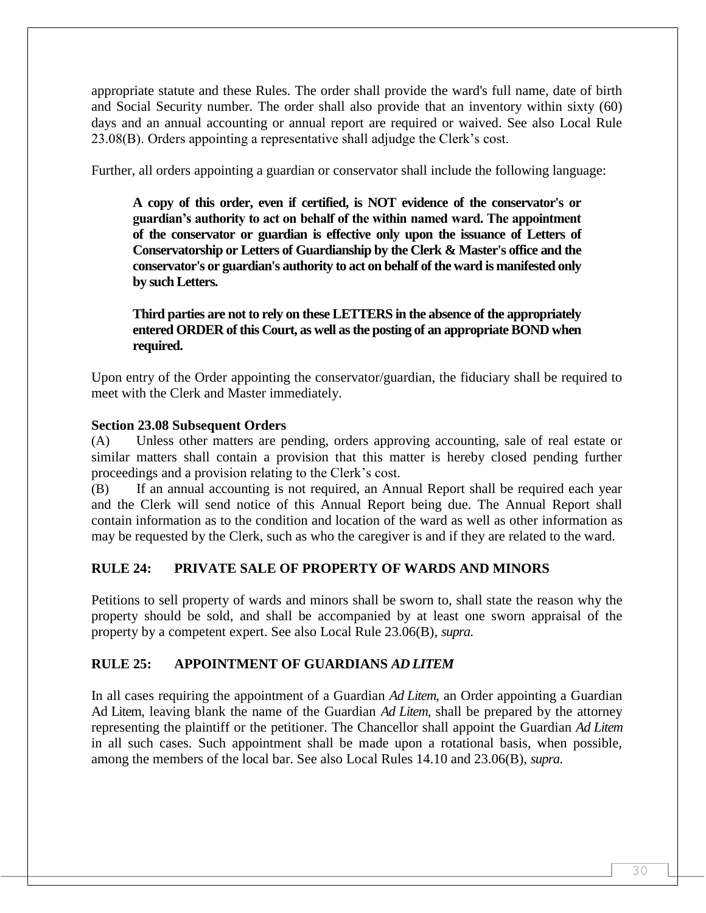appropriate statute and these Rules. The order shall provide the ward's full name, date of birth and Social Security number. The order shall also provide that an inventory within sixty (60) days and an annual accounting or annual report are required or waived. See also Local Rule 23.08(B). Orders appointing a representative shall adjudge the Clerk's cost.

Further, all orders appointing a guardian or conservator shall include the following language:

> **A copy of this order, even if certified, is NOT evidence of the conservator's or guardian's authority to act on behalf of the within named ward. The appointment of the conservator or guardian is effective only upon the issuance of Letters of Conservatorship or Letters of Guardianship by the Clerk & Master's office and the conservator's or guardian's authority to act on behalf of the ward is manifested only by such Letters.**
>
> **Third parties are not to rely on these LETTERS in the absence of the appropriately entered ORDER of this Court, as well as the posting of an appropriate BOND when required.**

Upon entry of the Order appointing the conservator/guardian, the fiduciary shall be required to meet with the Clerk and Master immediately.

**Section 23.08 Subsequent Orders**

(A) Unless other matters are pending, orders approving accounting, sale of real estate or similar matters shall contain a provision that this matter is hereby closed pending further proceedings and a provision relating to the Clerk's cost.

(B) If an annual accounting is not required, an Annual Report shall be required each year and the Clerk will send notice of this Annual Report being due. The Annual Report shall contain information as to the condition and location of the ward as well as other information as may be requested by the Clerk, such as who the caregiver is and if they are related to the ward.

## RULE 24: PRIVATE SALE OF PROPERTY OF WARDS AND MINORS

Petitions to sell property of wards and minors shall be sworn to, shall state the reason why the property should be sold, and shall be accompanied by at least one sworn appraisal of the property by a competent expert. See also Local Rule 23.06(B), *supra.*

## RULE 25: APPOINTMENT OF GUARDIANS *AD LITEM*

In all cases requiring the appointment of a Guardian *Ad Litem*, an Order appointing a Guardian Ad Litem, leaving blank the name of the Guardian *Ad Litem*, shall be prepared by the attorney representing the plaintiff or the petitioner. The Chancellor shall appoint the Guardian *Ad Litem* in all such cases. Such appointment shall be made upon a rotational basis, when possible, among the members of the local bar. See also Local Rules 14.10 and 23.06(B), *supra.*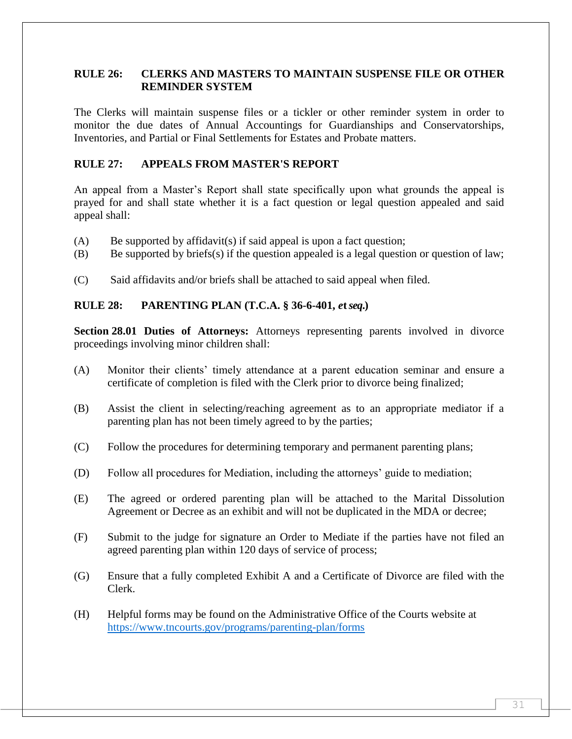## RULE 26: CLERKS AND MASTERS TO MAINTAIN SUSPENSE FILE OR OTHER REMINDER SYSTEM

The Clerks will maintain suspense files or a tickler or other reminder system in order to monitor the due dates of Annual Accountings for Guardianships and Conservatorships, Inventories, and Partial or Final Settlements for Estates and Probate matters.

## RULE 27: APPEALS FROM MASTER'S REPORT

An appeal from a Master's Report shall state specifically upon what grounds the appeal is prayed for and shall state whether it is a fact question or legal question appealed and said appeal shall:

(A) Be supported by affidavit(s) if said appeal is upon a fact question;
(B) Be supported by briefs(s) if the question appealed is a legal question or question of law;

(C) Said affidavits and/or briefs shall be attached to said appeal when filed.

## RULE 28: PARENTING PLAN (T.C.A. § 36-6-401, *et seq.*)

**Section 28.01 Duties of Attorneys:** Attorneys representing parents involved in divorce proceedings involving minor children shall:

(A) Monitor their clients' timely attendance at a parent education seminar and ensure a certificate of completion is filed with the Clerk prior to divorce being finalized;

(B) Assist the client in selecting/reaching agreement as to an appropriate mediator if a parenting plan has not been timely agreed to by the parties;

(C) Follow the procedures for determining temporary and permanent parenting plans;

(D) Follow all procedures for Mediation, including the attorneys' guide to mediation;

(E) The agreed or ordered parenting plan will be attached to the Marital Dissolution Agreement or Decree as an exhibit and will not be duplicated in the MDA or decree;

(F) Submit to the judge for signature an Order to Mediate if the parties have not filed an agreed parenting plan within 120 days of service of process;

(G) Ensure that a fully completed Exhibit A and a Certificate of Divorce are filed with the Clerk.

(H) Helpful forms may be found on the Administrative Office of the Courts website at https://www.tncourts.gov/programs/parenting-plan/forms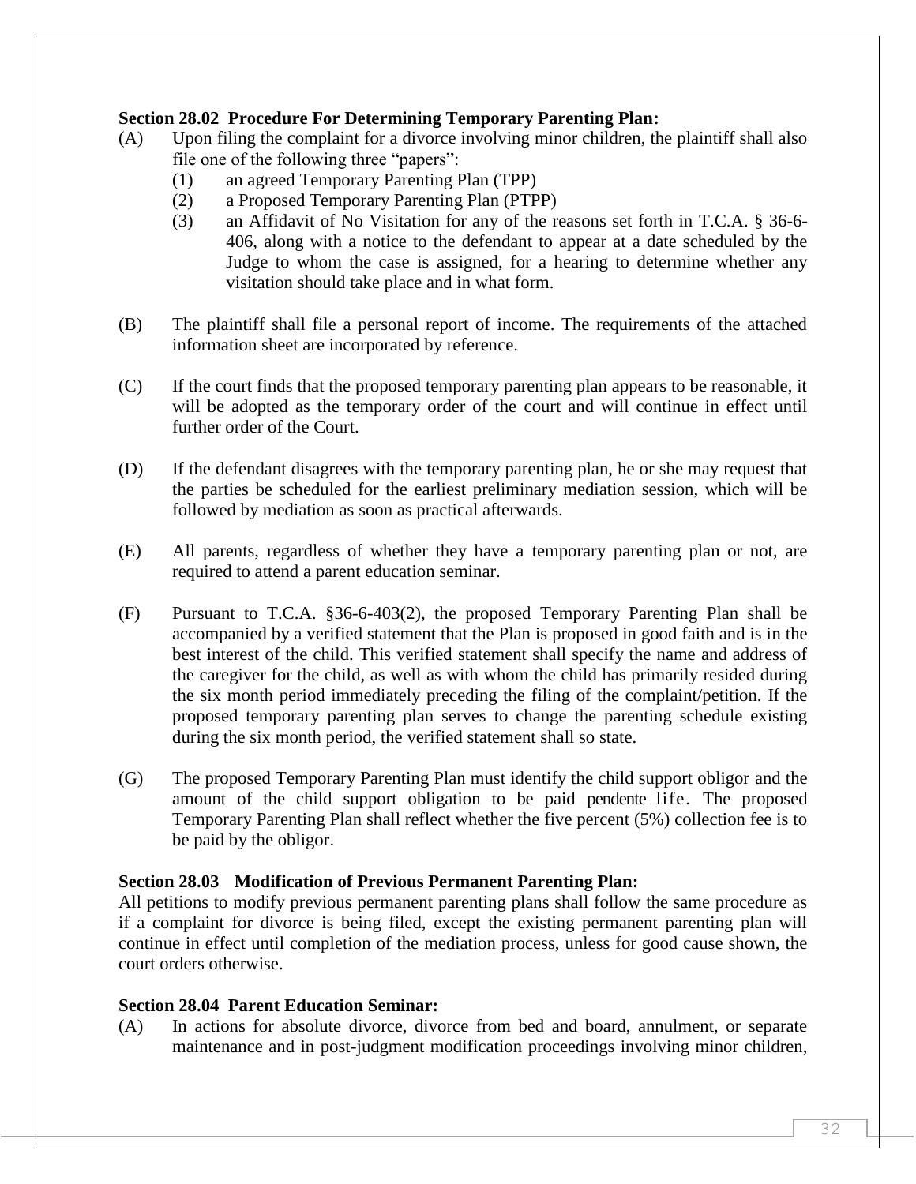**Section 28.02 Procedure For Determining Temporary Parenting Plan:**

(A) Upon filing the complaint for a divorce involving minor children, the plaintiff shall also file one of the following three "papers":
   (1) an agreed Temporary Parenting Plan (TPP)
   (2) a Proposed Temporary Parenting Plan (PTPP)
   (3) an Affidavit of No Visitation for any of the reasons set forth in T.C.A. § 36-6-406, along with a notice to the defendant to appear at a date scheduled by the Judge to whom the case is assigned, for a hearing to determine whether any visitation should take place and in what form.

(B) The plaintiff shall file a personal report of income. The requirements of the attached information sheet are incorporated by reference.

(C) If the court finds that the proposed temporary parenting plan appears to be reasonable, it will be adopted as the temporary order of the court and will continue in effect until further order of the Court.

(D) If the defendant disagrees with the temporary parenting plan, he or she may request that the parties be scheduled for the earliest preliminary mediation session, which will be followed by mediation as soon as practical afterwards.

(E) All parents, regardless of whether they have a temporary parenting plan or not, are required to attend a parent education seminar.

(F) Pursuant to T.C.A. §36-6-403(2), the proposed Temporary Parenting Plan shall be accompanied by a verified statement that the Plan is proposed in good faith and is in the best interest of the child. This verified statement shall specify the name and address of the caregiver for the child, as well as with whom the child has primarily resided during the six month period immediately preceding the filing of the complaint/petition. If the proposed temporary parenting plan serves to change the parenting schedule existing during the six month period, the verified statement shall so state.

(G) The proposed Temporary Parenting Plan must identify the child support obligor and the amount of the child support obligation to be paid pendente life. The proposed Temporary Parenting Plan shall reflect whether the five percent (5%) collection fee is to be paid by the obligor.

**Section 28.03 Modification of Previous Permanent Parenting Plan:**

All petitions to modify previous permanent parenting plans shall follow the same procedure as if a complaint for divorce is being filed, except the existing permanent parenting plan will continue in effect until completion of the mediation process, unless for good cause shown, the court orders otherwise.

**Section 28.04 Parent Education Seminar:**

(A) In actions for absolute divorce, divorce from bed and board, annulment, or separate maintenance and in post-judgment modification proceedings involving minor children,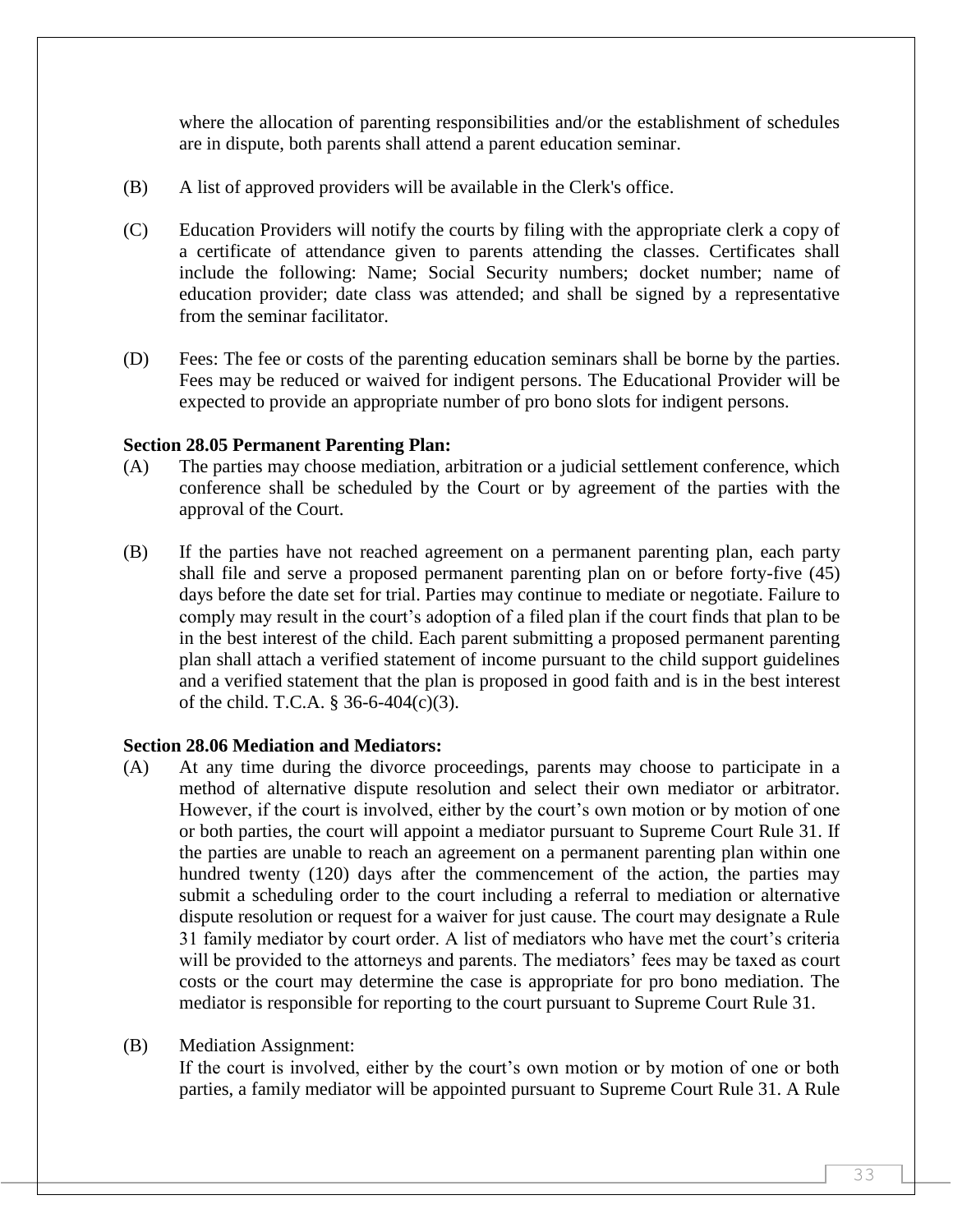where the allocation of parenting responsibilities and/or the establishment of schedules are in dispute, both parents shall attend a parent education seminar.

(B) A list of approved providers will be available in the Clerk's office.

(C) Education Providers will notify the courts by filing with the appropriate clerk a copy of a certificate of attendance given to parents attending the classes. Certificates shall include the following: Name; Social Security numbers; docket number; name of education provider; date class was attended; and shall be signed by a representative from the seminar facilitator.

(D) Fees: The fee or costs of the parenting education seminars shall be borne by the parties. Fees may be reduced or waived for indigent persons. The Educational Provider will be expected to provide an appropriate number of pro bono slots for indigent persons.

**Section 28.05 Permanent Parenting Plan:**

(A) The parties may choose mediation, arbitration or a judicial settlement conference, which conference shall be scheduled by the Court or by agreement of the parties with the approval of the Court.

(B) If the parties have not reached agreement on a permanent parenting plan, each party shall file and serve a proposed permanent parenting plan on or before forty-five (45) days before the date set for trial. Parties may continue to mediate or negotiate. Failure to comply may result in the court's adoption of a filed plan if the court finds that plan to be in the best interest of the child. Each parent submitting a proposed permanent parenting plan shall attach a verified statement of income pursuant to the child support guidelines and a verified statement that the plan is proposed in good faith and is in the best interest of the child. T.C.A. § 36-6-404(c)(3).

**Section 28.06 Mediation and Mediators:**

(A) At any time during the divorce proceedings, parents may choose to participate in a method of alternative dispute resolution and select their own mediator or arbitrator. However, if the court is involved, either by the court's own motion or by motion of one or both parties, the court will appoint a mediator pursuant to Supreme Court Rule 31. If the parties are unable to reach an agreement on a permanent parenting plan within one hundred twenty (120) days after the commencement of the action, the parties may submit a scheduling order to the court including a referral to mediation or alternative dispute resolution or request for a waiver for just cause. The court may designate a Rule 31 family mediator by court order. A list of mediators who have met the court's criteria will be provided to the attorneys and parents. The mediators' fees may be taxed as court costs or the court may determine the case is appropriate for pro bono mediation. The mediator is responsible for reporting to the court pursuant to Supreme Court Rule 31.

(B) Mediation Assignment:
If the court is involved, either by the court's own motion or by motion of one or both parties, a family mediator will be appointed pursuant to Supreme Court Rule 31. A Rule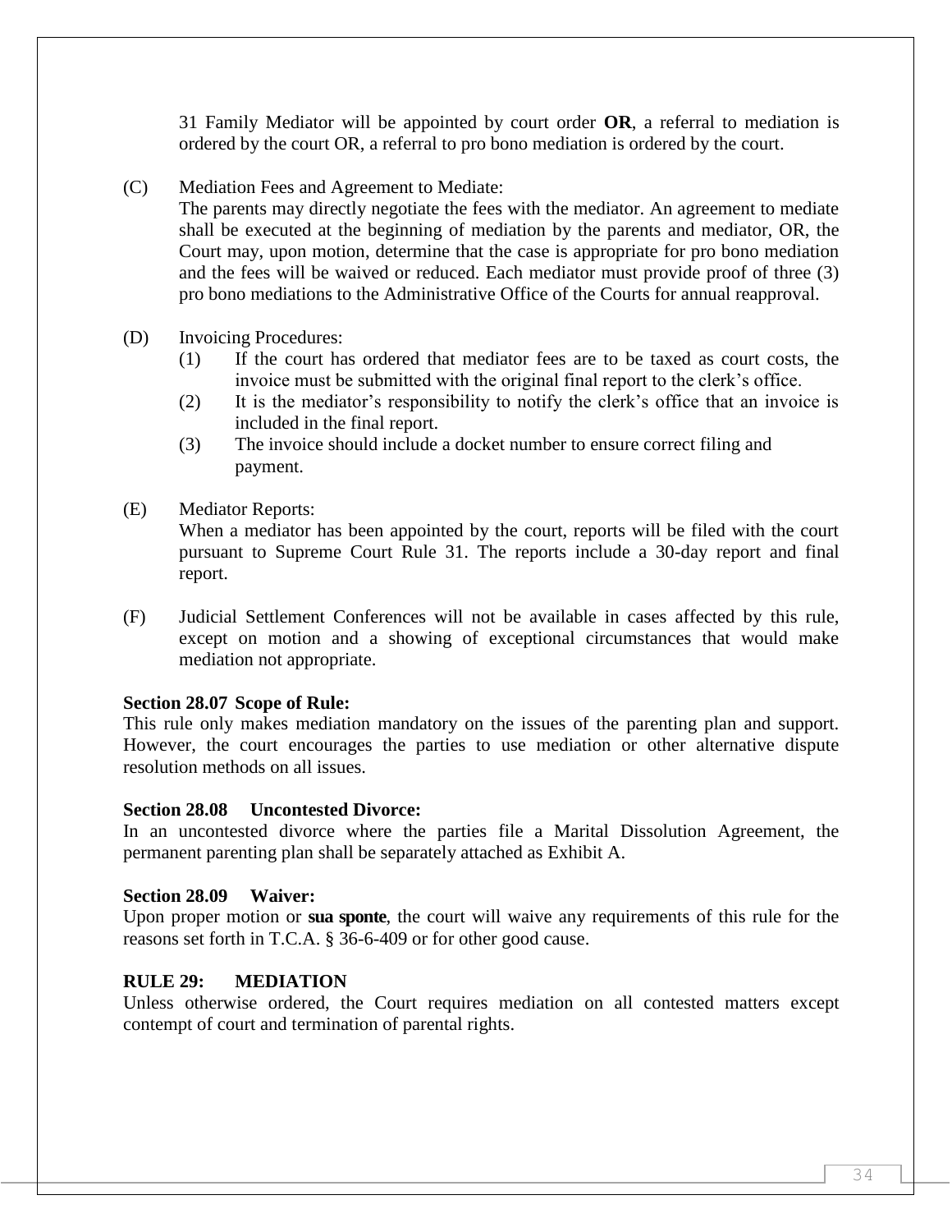31 Family Mediator will be appointed by court order **OR**, a referral to mediation is ordered by the court OR, a referral to pro bono mediation is ordered by the court.

(C) Mediation Fees and Agreement to Mediate:
The parents may directly negotiate the fees with the mediator. An agreement to mediate shall be executed at the beginning of mediation by the parents and mediator, OR, the Court may, upon motion, determine that the case is appropriate for pro bono mediation and the fees will be waived or reduced. Each mediator must provide proof of three (3) pro bono mediations to the Administrative Office of the Courts for annual reapproval.

(D) Invoicing Procedures:
- (1) If the court has ordered that mediator fees are to be taxed as court costs, the invoice must be submitted with the original final report to the clerk's office.
- (2) It is the mediator's responsibility to notify the clerk's office that an invoice is included in the final report.
- (3) The invoice should include a docket number to ensure correct filing and payment.

(E) Mediator Reports:
When a mediator has been appointed by the court, reports will be filed with the court pursuant to Supreme Court Rule 31. The reports include a 30-day report and final report.

(F) Judicial Settlement Conferences will not be available in cases affected by this rule, except on motion and a showing of exceptional circumstances that would make mediation not appropriate.

**Section 28.07 Scope of Rule:**
This rule only makes mediation mandatory on the issues of the parenting plan and support. However, the court encourages the parties to use mediation or other alternative dispute resolution methods on all issues.

**Section 28.08 Uncontested Divorce:**
In an uncontested divorce where the parties file a Marital Dissolution Agreement, the permanent parenting plan shall be separately attached as Exhibit A.

**Section 28.09 Waiver:**
Upon proper motion or **sua sponte**, the court will waive any requirements of this rule for the reasons set forth in T.C.A. § 36-6-409 or for other good cause.

## RULE 29: MEDIATION

Unless otherwise ordered, the Court requires mediation on all contested matters except contempt of court and termination of parental rights.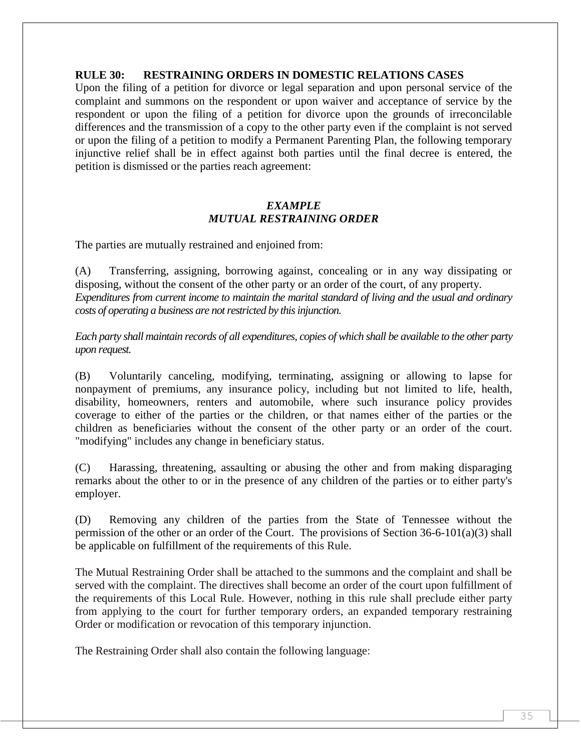**RULE 30: RESTRAINING ORDERS IN DOMESTIC RELATIONS CASES**

Upon the filing of a petition for divorce or legal separation and upon personal service of the complaint and summons on the respondent or upon waiver and acceptance of service by the respondent or upon the filing of a petition for divorce upon the grounds of irreconcilable differences and the transmission of a copy to the other party even if the complaint is not served or upon the filing of a petition to modify a Permanent Parenting Plan, the following temporary injunctive relief shall be in effect against both parties until the final decree is entered, the petition is dismissed or the parties reach agreement:

***EXAMPLE***
***MUTUAL RESTRAINING ORDER***

The parties are mutually restrained and enjoined from:

(A) Transferring, assigning, borrowing against, concealing or in any way dissipating or disposing, without the consent of the other party or an order of the court, of any property.
*Expenditures from current income to maintain the marital standard of living and the usual and ordinary costs of operating a business are not restricted by this injunction.*

*Each party shall maintain records of all expenditures, copies of which shall be available to the other party upon request.*

(B) Voluntarily canceling, modifying, terminating, assigning or allowing to lapse for nonpayment of premiums, any insurance policy, including but not limited to life, health, disability, homeowners, renters and automobile, where such insurance policy provides coverage to either of the parties or the children, or that names either of the parties or the children as beneficiaries without the consent of the other party or an order of the court. "modifying" includes any change in beneficiary status.

(C) Harassing, threatening, assaulting or abusing the other and from making disparaging remarks about the other to or in the presence of any children of the parties or to either party's employer.

(D) Removing any children of the parties from the State of Tennessee without the permission of the other or an order of the Court. The provisions of Section 36-6-101(a)(3) shall be applicable on fulfillment of the requirements of this Rule.

The Mutual Restraining Order shall be attached to the summons and the complaint and shall be served with the complaint. The directives shall become an order of the court upon fulfillment of the requirements of this Local Rule. However, nothing in this rule shall preclude either party from applying to the court for further temporary orders, an expanded temporary restraining Order or modification or revocation of this temporary injunction.

The Restraining Order shall also contain the following language: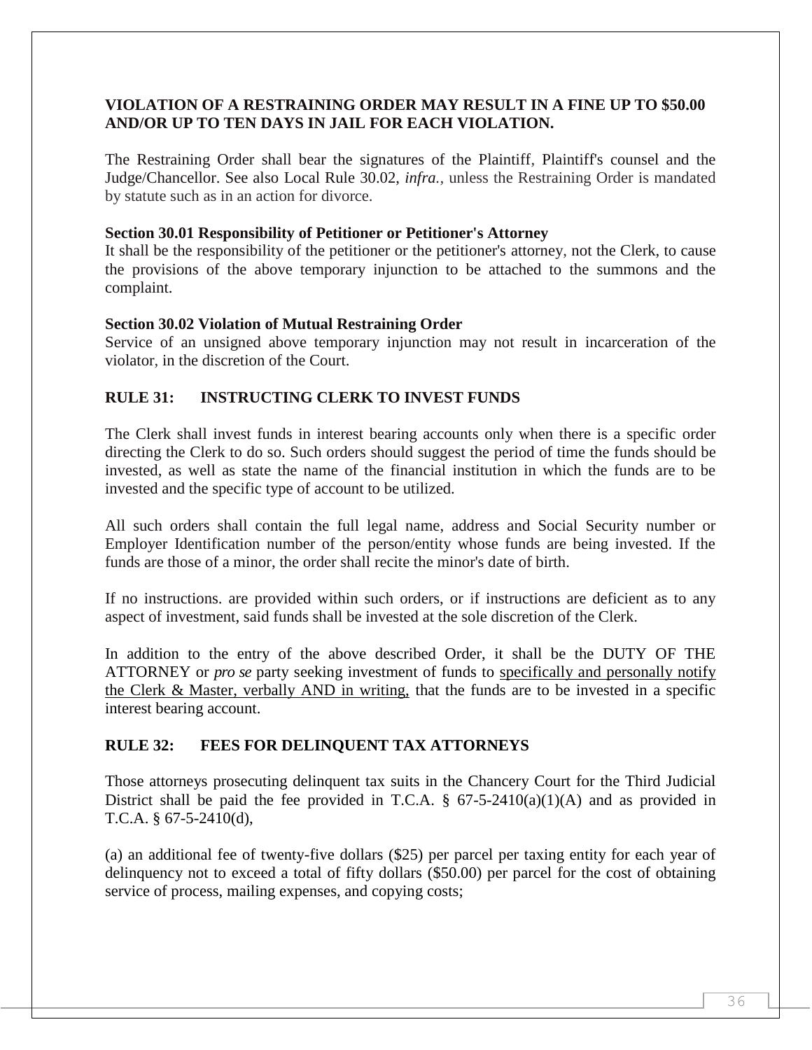**VIOLATION OF A RESTRAINING ORDER MAY RESULT IN A FINE UP TO $50.00 AND/OR UP TO TEN DAYS IN JAIL FOR EACH VIOLATION.**

The Restraining Order shall bear the signatures of the Plaintiff, Plaintiff's counsel and the Judge/Chancellor. See also Local Rule 30.02, *infra.*, unless the Restraining Order is mandated by statute such as in an action for divorce.

**Section 30.01 Responsibility of Petitioner or Petitioner's Attorney**
It shall be the responsibility of the petitioner or the petitioner's attorney, not the Clerk, to cause the provisions of the above temporary injunction to be attached to the summons and the complaint.

**Section 30.02 Violation of Mutual Restraining Order**
Service of an unsigned above temporary injunction may not result in incarceration of the violator, in the discretion of the Court.

## RULE 31: INSTRUCTING CLERK TO INVEST FUNDS

The Clerk shall invest funds in interest bearing accounts only when there is a specific order directing the Clerk to do so. Such orders should suggest the period of time the funds should be invested, as well as state the name of the financial institution in which the funds are to be invested and the specific type of account to be utilized.

All such orders shall contain the full legal name, address and Social Security number or Employer Identification number of the person/entity whose funds are being invested. If the funds are those of a minor, the order shall recite the minor's date of birth.

If no instructions. are provided within such orders, or if instructions are deficient as to any aspect of investment, said funds shall be invested at the sole discretion of the Clerk.

In addition to the entry of the above described Order, it shall be the DUTY OF THE ATTORNEY or *pro se* party seeking investment of funds to specifically and personally notify the Clerk & Master, verbally AND in writing, that the funds are to be invested in a specific interest bearing account.

## RULE 32: FEES FOR DELINQUENT TAX ATTORNEYS

Those attorneys prosecuting delinquent tax suits in the Chancery Court for the Third Judicial District shall be paid the fee provided in T.C.A. § 67-5-2410(a)(1)(A) and as provided in T.C.A. § 67-5-2410(d),

(a) an additional fee of twenty-five dollars ($25) per parcel per taxing entity for each year of delinquency not to exceed a total of fifty dollars ($50.00) per parcel for the cost of obtaining service of process, mailing expenses, and copying costs;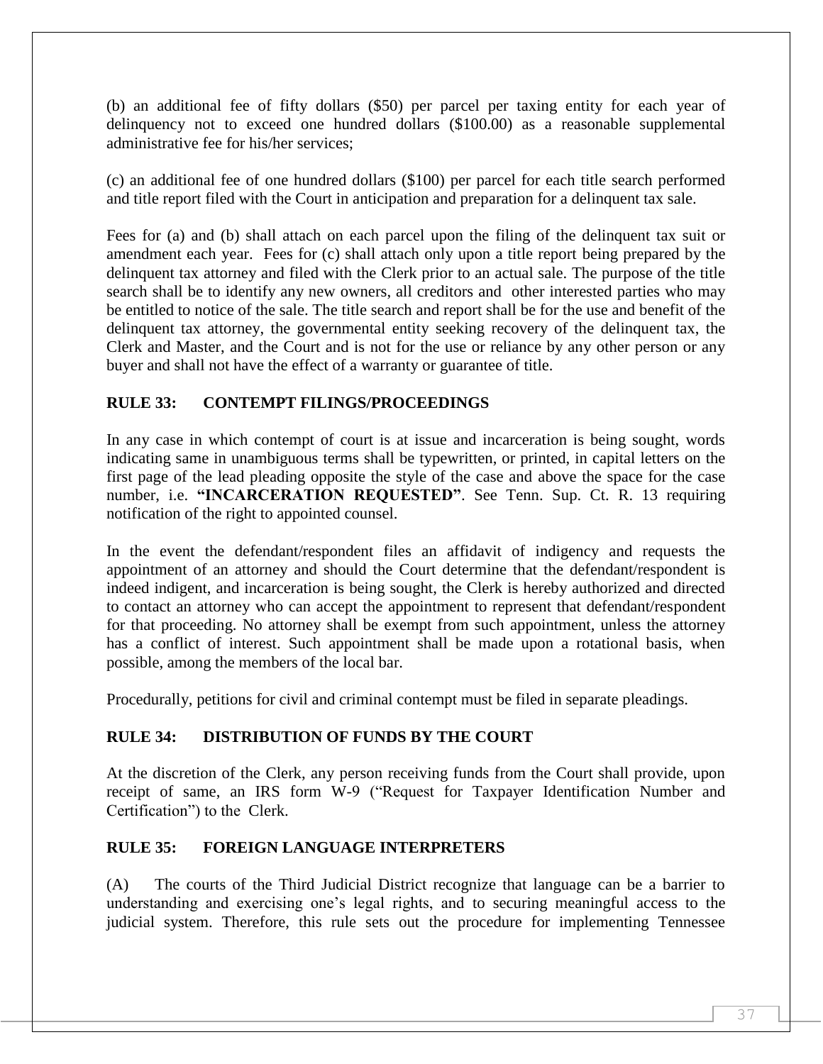(b) an additional fee of fifty dollars ($50) per parcel per taxing entity for each year of delinquency not to exceed one hundred dollars ($100.00) as a reasonable supplemental administrative fee for his/her services;

(c) an additional fee of one hundred dollars ($100) per parcel for each title search performed and title report filed with the Court in anticipation and preparation for a delinquent tax sale.

Fees for (a) and (b) shall attach on each parcel upon the filing of the delinquent tax suit or amendment each year. Fees for (c) shall attach only upon a title report being prepared by the delinquent tax attorney and filed with the Clerk prior to an actual sale. The purpose of the title search shall be to identify any new owners, all creditors and other interested parties who may be entitled to notice of the sale. The title search and report shall be for the use and benefit of the delinquent tax attorney, the governmental entity seeking recovery of the delinquent tax, the Clerk and Master, and the Court and is not for the use or reliance by any other person or any buyer and shall not have the effect of a warranty or guarantee of title.

## RULE 33: CONTEMPT FILINGS/PROCEEDINGS

In any case in which contempt of court is at issue and incarceration is being sought, words indicating same in unambiguous terms shall be typewritten, or printed, in capital letters on the first page of the lead pleading opposite the style of the case and above the space for the case number, i.e. **"INCARCERATION REQUESTED"**. See Tenn. Sup. Ct. R. 13 requiring notification of the right to appointed counsel.

In the event the defendant/respondent files an affidavit of indigency and requests the appointment of an attorney and should the Court determine that the defendant/respondent is indeed indigent, and incarceration is being sought, the Clerk is hereby authorized and directed to contact an attorney who can accept the appointment to represent that defendant/respondent for that proceeding. No attorney shall be exempt from such appointment, unless the attorney has a conflict of interest. Such appointment shall be made upon a rotational basis, when possible, among the members of the local bar.

Procedurally, petitions for civil and criminal contempt must be filed in separate pleadings.

## RULE 34: DISTRIBUTION OF FUNDS BY THE COURT

At the discretion of the Clerk, any person receiving funds from the Court shall provide, upon receipt of same, an IRS form W-9 ("Request for Taxpayer Identification Number and Certification") to the Clerk.

## RULE 35: FOREIGN LANGUAGE INTERPRETERS

(A) The courts of the Third Judicial District recognize that language can be a barrier to understanding and exercising one's legal rights, and to securing meaningful access to the judicial system. Therefore, this rule sets out the procedure for implementing Tennessee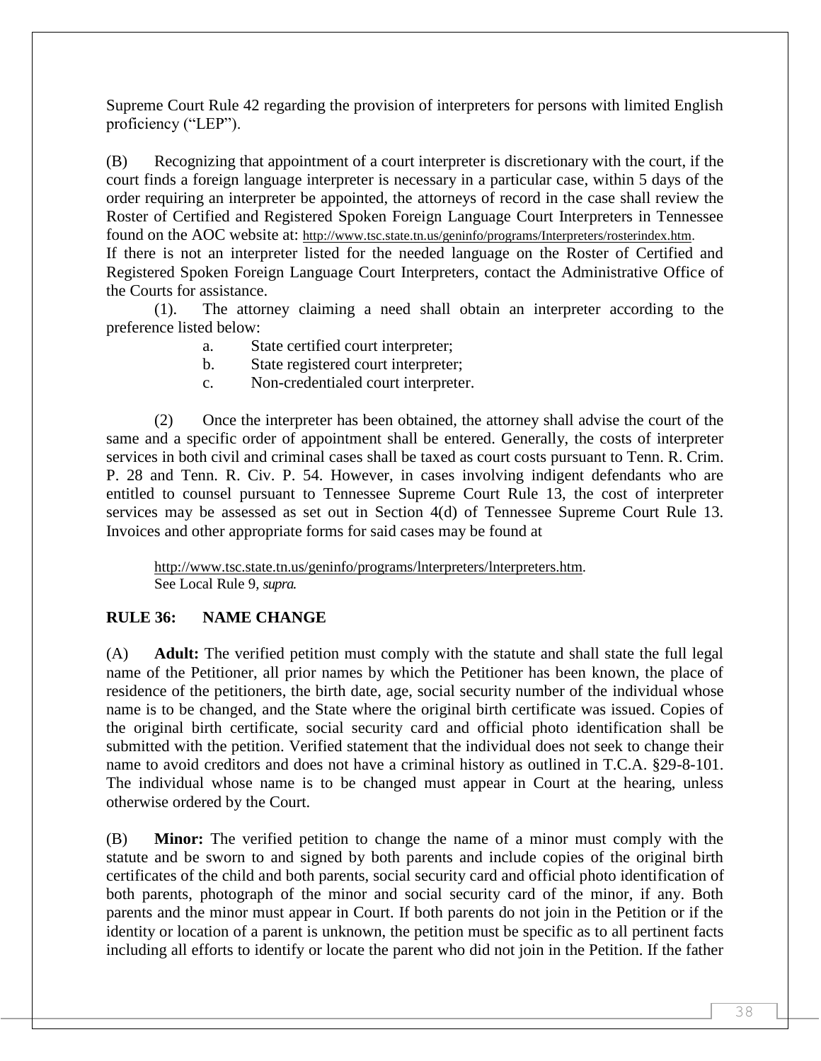Supreme Court Rule 42 regarding the provision of interpreters for persons with limited English proficiency ("LEP").

(B) Recognizing that appointment of a court interpreter is discretionary with the court, if the court finds a foreign language interpreter is necessary in a particular case, within 5 days of the order requiring an interpreter be appointed, the attorneys of record in the case shall review the Roster of Certified and Registered Spoken Foreign Language Court Interpreters in Tennessee found on the AOC website at: http://www.tsc.state.tn.us/geninfo/programs/Interpreters/rosterindex.htm. If there is not an interpreter listed for the needed language on the Roster of Certified and Registered Spoken Foreign Language Court Interpreters, contact the Administrative Office of the Courts for assistance.

(1). The attorney claiming a need shall obtain an interpreter according to the preference listed below:

a. State certified court interpreter;
b. State registered court interpreter;
c. Non-credentialed court interpreter.

(2) Once the interpreter has been obtained, the attorney shall advise the court of the same and a specific order of appointment shall be entered. Generally, the costs of interpreter services in both civil and criminal cases shall be taxed as court costs pursuant to Tenn. R. Crim. P. 28 and Tenn. R. Civ. P. 54. However, in cases involving indigent defendants who are entitled to counsel pursuant to Tennessee Supreme Court Rule 13, the cost of interpreter services may be assessed as set out in Section 4(d) of Tennessee Supreme Court Rule 13. Invoices and other appropriate forms for said cases may be found at

http://www.tsc.state.tn.us/geninfo/programs/lnterpreters/lnterpreters.htm.
See Local Rule 9, *supra.*

## RULE 36: NAME CHANGE

(A) **Adult:** The verified petition must comply with the statute and shall state the full legal name of the Petitioner, all prior names by which the Petitioner has been known, the place of residence of the petitioners, the birth date, age, social security number of the individual whose name is to be changed, and the State where the original birth certificate was issued. Copies of the original birth certificate, social security card and official photo identification shall be submitted with the petition. Verified statement that the individual does not seek to change their name to avoid creditors and does not have a criminal history as outlined in T.C.A. §29-8-101. The individual whose name is to be changed must appear in Court at the hearing, unless otherwise ordered by the Court.

(B) **Minor:** The verified petition to change the name of a minor must comply with the statute and be sworn to and signed by both parents and include copies of the original birth certificates of the child and both parents, social security card and official photo identification of both parents, photograph of the minor and social security card of the minor, if any. Both parents and the minor must appear in Court. If both parents do not join in the Petition or if the identity or location of a parent is unknown, the petition must be specific as to all pertinent facts including all efforts to identify or locate the parent who did not join in the Petition. If the father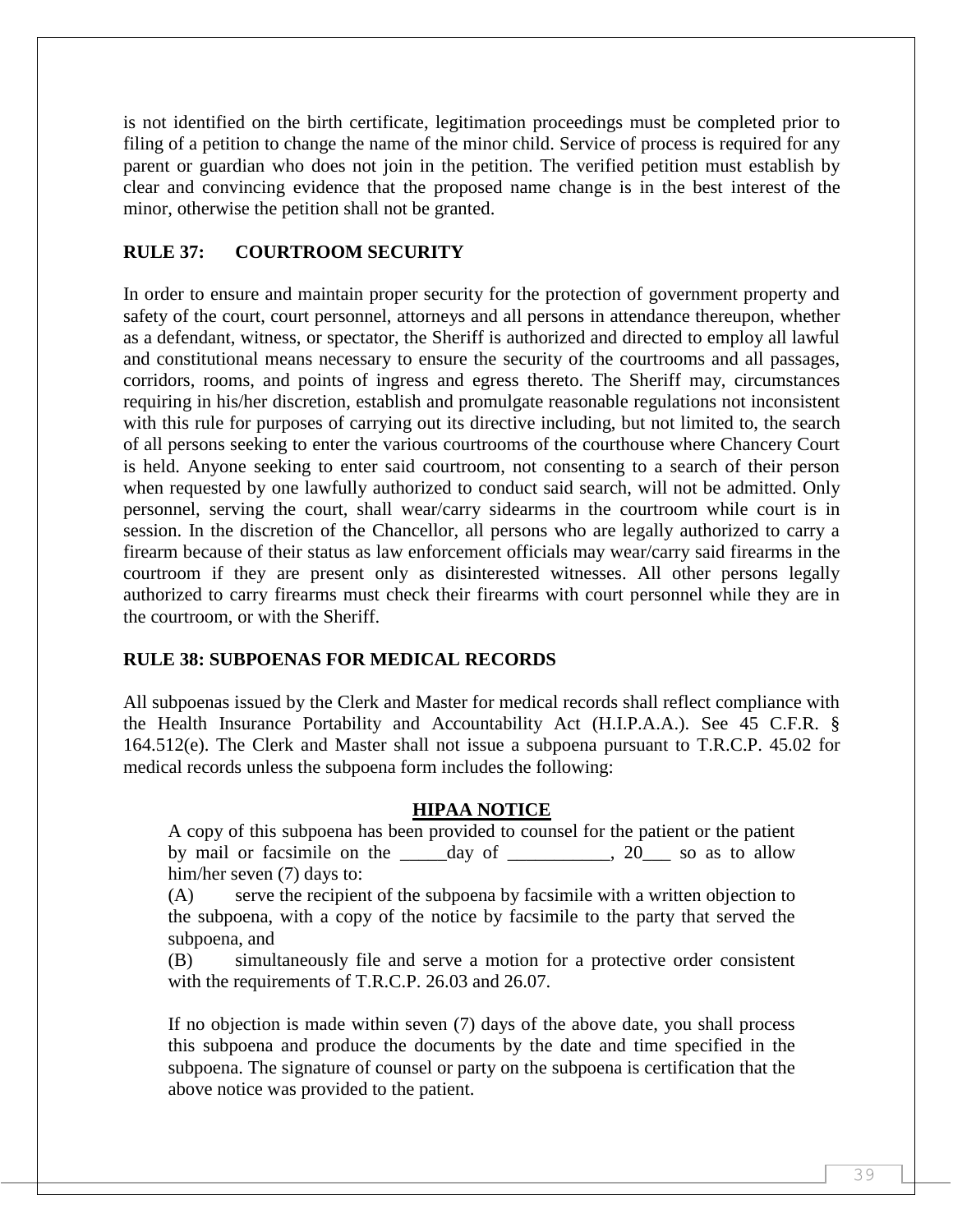is not identified on the birth certificate, legitimation proceedings must be completed prior to filing of a petition to change the name of the minor child. Service of process is required for any parent or guardian who does not join in the petition. The verified petition must establish by clear and convincing evidence that the proposed name change is in the best interest of the minor, otherwise the petition shall not be granted.

## RULE 37: COURTROOM SECURITY

In order to ensure and maintain proper security for the protection of government property and safety of the court, court personnel, attorneys and all persons in attendance thereupon, whether as a defendant, witness, or spectator, the Sheriff is authorized and directed to employ all lawful and constitutional means necessary to ensure the security of the courtrooms and all passages, corridors, rooms, and points of ingress and egress thereto. The Sheriff may, circumstances requiring in his/her discretion, establish and promulgate reasonable regulations not inconsistent with this rule for purposes of carrying out its directive including, but not limited to, the search of all persons seeking to enter the various courtrooms of the courthouse where Chancery Court is held. Anyone seeking to enter said courtroom, not consenting to a search of their person when requested by one lawfully authorized to conduct said search, will not be admitted. Only personnel, serving the court, shall wear/carry sidearms in the courtroom while court is in session. In the discretion of the Chancellor, all persons who are legally authorized to carry a firearm because of their status as law enforcement officials may wear/carry said firearms in the courtroom if they are present only as disinterested witnesses. All other persons legally authorized to carry firearms must check their firearms with court personnel while they are in the courtroom, or with the Sheriff.

## RULE 38: SUBPOENAS FOR MEDICAL RECORDS

All subpoenas issued by the Clerk and Master for medical records shall reflect compliance with the Health Insurance Portability and Accountability Act (H.I.P.A.A.). See 45 C.F.R. § 164.512(e). The Clerk and Master shall not issue a subpoena pursuant to T.R.C.P. 45.02 for medical records unless the subpoena form includes the following:

**HIPAA NOTICE**

> A copy of this subpoena has been provided to counsel for the patient or the patient by mail or facsimile on the _____day of ___________, 20___ so as to allow him/her seven (7) days to:
>
> (A) serve the recipient of the subpoena by facsimile with a written objection to the subpoena, with a copy of the notice by facsimile to the party that served the subpoena, and
>
> (B) simultaneously file and serve a motion for a protective order consistent with the requirements of T.R.C.P. 26.03 and 26.07.
>
> If no objection is made within seven (7) days of the above date, you shall process this subpoena and produce the documents by the date and time specified in the subpoena. The signature of counsel or party on the subpoena is certification that the above notice was provided to the patient.